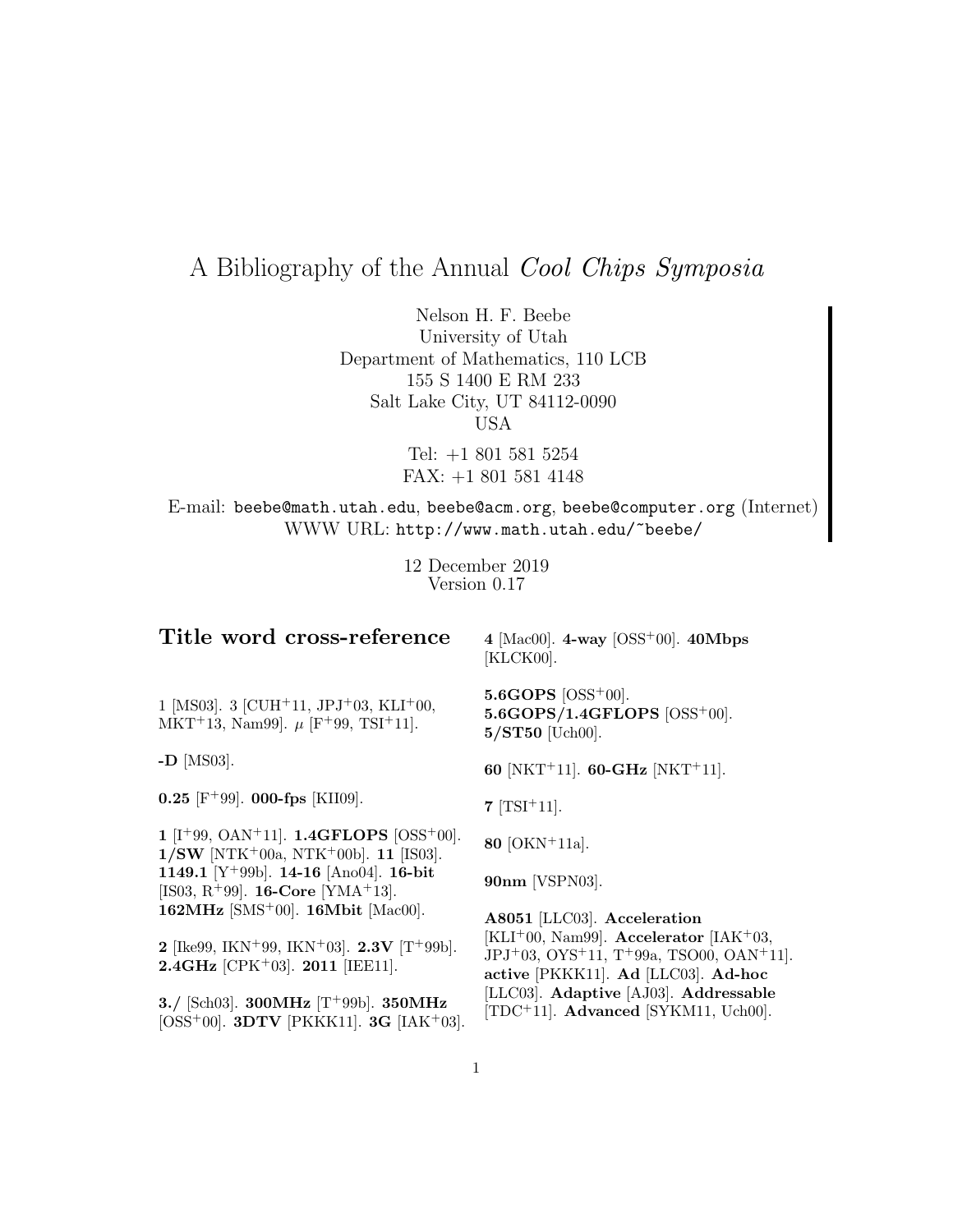# A Bibliography of the Annual *Cool Chips Symposia*

Nelson H. F. Beebe
University of Utah
Department of Mathematics, 110 LCB
155 S 1400 E RM 233
Salt Lake City, UT 84112-0090
USA

Tel: +1 801 581 5254
FAX: +1 801 581 4148

E-mail: `beebe@math.utah.edu`, `beebe@acm.org`, `beebe@computer.org` (Internet)
WWW URL: `http://www.math.utah.edu/~beebe/`

12 December 2019
Version 0.17

## Title word cross-reference

1 [MS03]. 3 [CUH+11, JPJ+03, KLI+00, MKT+13, Nam99]. $\mu$ [F+99, TSI+11].

**-D** [MS03].

**0.25** [F+99]. **000-fps** [KII09].

**1** [I+99, OAN+11]. **1.4GFLOPS** [OSS+00]. **1/SW** [NTK+00a, NTK+00b]. **11** [IS03]. **1149.1** [Y+99b]. **14-16** [Ano04]. **16-bit** [IS03, R+99]. **16-Core** [YMA+13]. **162MHz** [SMS+00]. **16Mbit** [Mac00].

**2** [Ike99, IKN+99, IKN+03]. **2.3V** [T+99b]. **2.4GHz** [CPK+03]. **2011** [IEE11].

**3./** [Sch03]. **300MHz** [T+99b]. **350MHz** [OSS+00]. **3DTV** [PKKK11]. **3G** [IAK+03].

**4** [Mac00]. **4-way** [OSS+00]. **40Mbps** [KLCK00].

**5.6GOPS** [OSS+00]. **5.6GOPS/1.4GFLOPS** [OSS+00]. **5/ST50** [Uch00].

**60** [NKT+11]. **60-GHz** [NKT+11].

**7** [TSI+11].

**80** [OKN+11a].

**90nm** [VSPN03].

**A8051** [LLC03]. **Acceleration** [KLI+00, Nam99]. **Accelerator** [IAK+03, JPJ+03, OYS+11, T+99a, TSO00, OAN+11]. **active** [PKKK11]. **Ad** [LLC03]. **Ad-hoc** [LLC03]. **Adaptive** [AJ03]. **Addressable** [TDC+11]. **Advanced** [SYKM11, Uch00].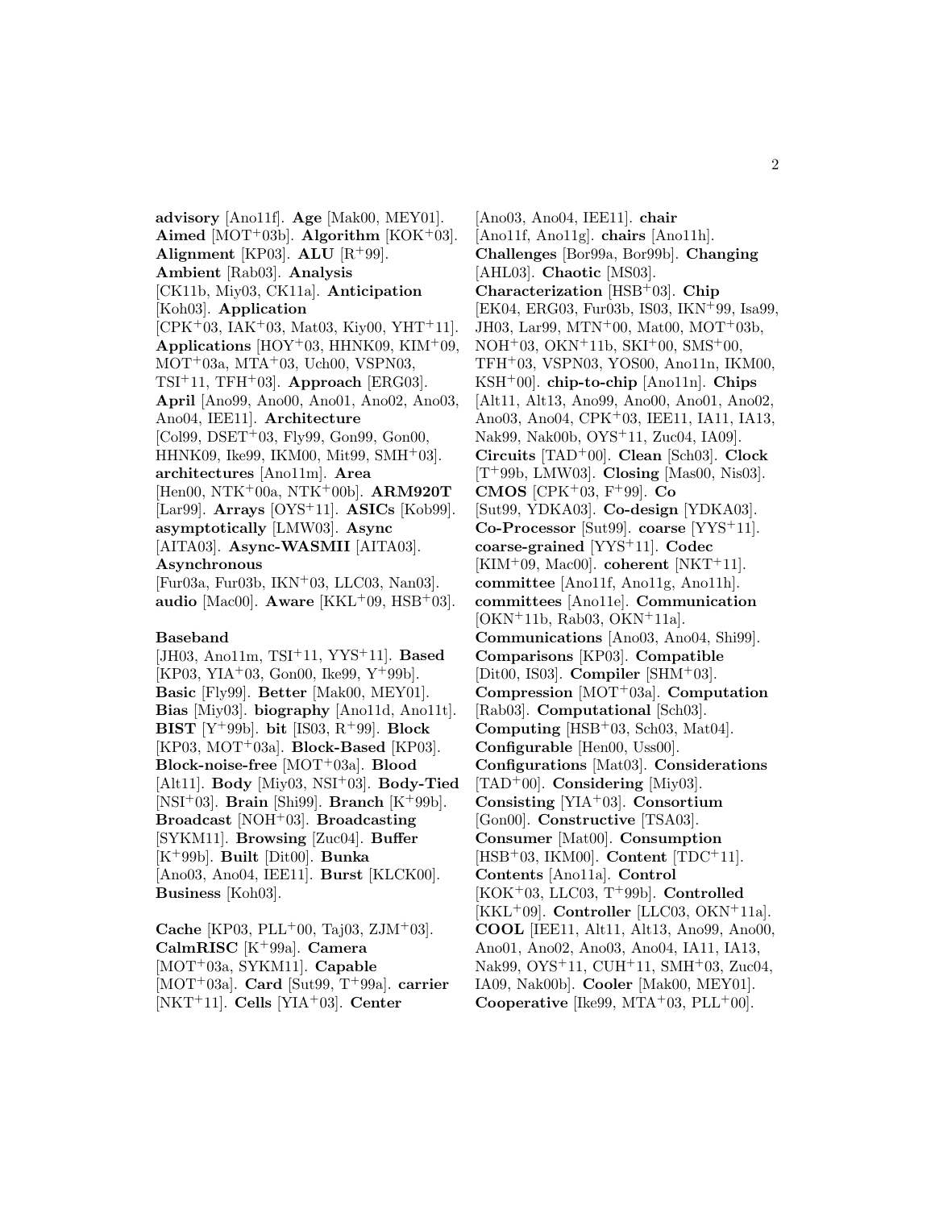**advisory** [Ano11f]. **Age** [Mak00, MEY01]. **Aimed** [MOT+03b]. **Algorithm** [KOK+03]. **Alignment** [KP03]. **ALU** [R+99]. **Ambient** [Rab03]. **Analysis** [CK11b, Miy03, CK11a]. **Anticipation** [Koh03]. **Application** [CPK+03, IAK+03, Mat03, Kiy00, YHT+11]. **Applications** [HOY+03, HHNK09, KIM+09, MOT+03a, MTA+03, Uch00, VSPN03, TSI+11, TFH+03]. **Approach** [ERG03]. **April** [Ano99, Ano00, Ano01, Ano02, Ano03, Ano04, IEE11]. **Architecture** [Col99, DSET+03, Fly99, Gon99, Gon00, HHNK09, Ike99, IKM00, Mit99, SMH+03]. **architectures** [Ano11m]. **Area** [Hen00, NTK+00a, NTK+00b]. **ARM920T** [Lar99]. **Arrays** [OYS+11]. **ASICs** [Kob99]. **asymptotically** [LMW03]. **Async** [AITA03]. **Async-WASMII** [AITA03]. **Asynchronous** [Fur03a, Fur03b, IKN+03, LLC03, Nan03]. **audio** [Mac00]. **Aware** [KKL+09, HSB+03].

**Baseband** [JH03, Ano11m, TSI+11, YYS+11]. **Based** [KP03, YIA+03, Gon00, Ike99, Y+99b]. **Basic** [Fly99]. **Better** [Mak00, MEY01]. **Bias** [Miy03]. **biography** [Ano11d, Ano11t]. **BIST** [Y+99b]. **bit** [IS03, R+99]. **Block** [KP03, MOT+03a]. **Block-Based** [KP03]. **Block-noise-free** [MOT+03a]. **Blood** [Alt11]. **Body** [Miy03, NSI+03]. **Body-Tied** [NSI+03]. **Brain** [Shi99]. **Branch** [K+99b]. **Broadcast** [NOH+03]. **Broadcasting** [SYKM11]. **Browsing** [Zuc04]. **Buffer** [K+99b]. **Built** [Dit00]. **Bunka** [Ano03, Ano04, IEE11]. **Burst** [KLCK00]. **Business** [Koh03].

**Cache** [KP03, PLL+00, Taj03, ZJM+03]. **CalmRISC** [K+99a]. **Camera** [MOT+03a, SYKM11]. **Capable** [MOT+03a]. **Card** [Sut99, T+99a]. **carrier** [NKT+11]. **Cells** [YIA+03]. **Center** [Ano03, Ano04, IEE11]. **chair** [Ano11f, Ano11g]. **chairs** [Ano11h]. **Challenges** [Bor99a, Bor99b]. **Changing** [AHL03]. **Chaotic** [MS03]. **Characterization** [HSB+03]. **Chip** [EK04, ERG03, Fur03b, IS03, IKN+99, Isa99, JH03, Lar99, MTN+00, Mat00, MOT+03b, NOH+03, OKN+11b, SKI+00, SMS+00, TFH+03, VSPN03, YOS00, Ano11n, IKM00, KSH+00]. **chip-to-chip** [Ano11n]. **Chips** [Alt11, Alt13, Ano99, Ano00, Ano01, Ano02, Ano03, Ano04, CPK+03, IEE11, IA11, IA13, Nak99, Nak00b, OYS+11, Zuc04, IA09]. **Circuits** [TAD+00]. **Clean** [Sch03]. **Clock** [T+99b, LMW03]. **Closing** [Mas00, Nis03]. **CMOS** [CPK+03, F+99]. **Co** [Sut99, YDKA03]. **Co-design** [YDKA03]. **Co-Processor** [Sut99]. **coarse** [YYS+11]. **coarse-grained** [YYS+11]. **Codec** [KIM+09, Mac00]. **coherent** [NKT+11]. **committee** [Ano11f, Ano11g, Ano11h]. **committees** [Ano11e]. **Communication** [OKN+11b, Rab03, OKN+11a]. **Communications** [Ano03, Ano04, Shi99]. **Comparisons** [KP03]. **Compatible** [Dit00, IS03]. **Compiler** [SHM+03]. **Compression** [MOT+03a]. **Computation** [Rab03]. **Computational** [Sch03]. **Computing** [HSB+03, Sch03, Mat04]. **Configurable** [Hen00, Uss00]. **Configurations** [Mat03]. **Considerations** [TAD+00]. **Considering** [Miy03]. **Consisting** [YIA+03]. **Consortium** [Gon00]. **Constructive** [TSA03]. **Consumer** [Mat00]. **Consumption** [HSB+03, IKM00]. **Content** [TDC+11]. **Contents** [Ano11a]. **Control** [KOK+03, LLC03, T+99b]. **Controlled** [KKL+09]. **Controller** [LLC03, OKN+11a]. **COOL** [IEE11, Alt11, Alt13, Ano99, Ano00, Ano01, Ano02, Ano03, Ano04, IA11, IA13, Nak99, OYS+11, CUH+11, SMH+03, Zuc04, IA09, Nak00b]. **Cooler** [Mak00, MEY01]. **Cooperative** [Ike99, MTA+03, PLL+00].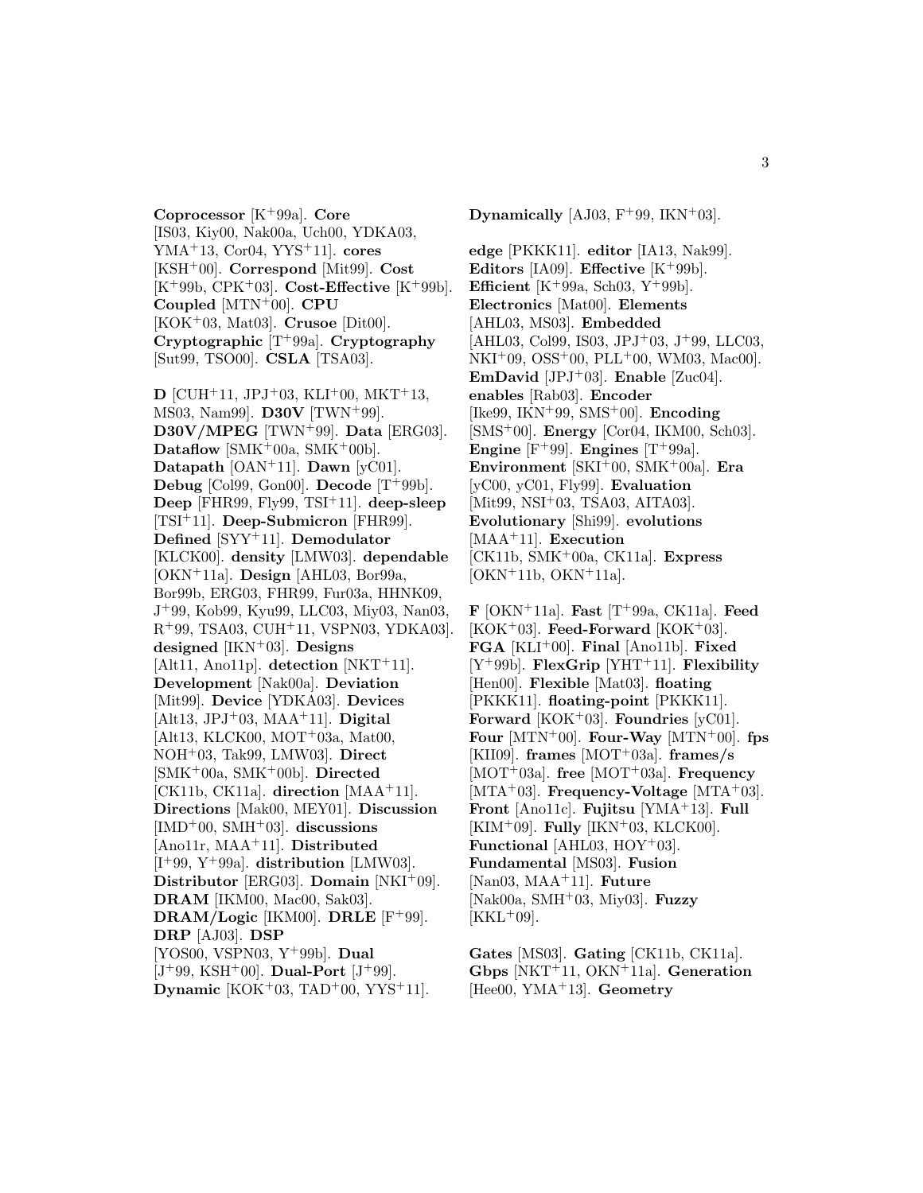**Coprocessor** [K+99a]. **Core** [IS03, Kiy00, Nak00a, Uch00, YDKA03, YMA+13, Cor04, YYS+11]. **cores** [KSH+00]. **Correspond** [Mit99]. **Cost** [K+99b, CPK+03]. **Cost-Effective** [K+99b]. **Coupled** [MTN+00]. **CPU** [KOK+03, Mat03]. **Crusoe** [Dit00]. **Cryptographic** [T+99a]. **Cryptography** [Sut99, TSO00]. **CSLA** [TSA03].

**D** [CUH+11, JPJ+03, KLI+00, MKT+13, MS03, Nam99]. **D30V** [TWN+99]. **D30V/MPEG** [TWN+99]. **Data** [ERG03]. **Dataflow** [SMK+00a, SMK+00b]. **Datapath** [OAN+11]. **Dawn** [yC01]. **Debug** [Col99, Gon00]. **Decode** [T+99b]. **Deep** [FHR99, Fly99, TSI+11]. **deep-sleep** [TSI+11]. **Deep-Submicron** [FHR99]. **Defined** [SYY+11]. **Demodulator** [KLCK00]. **density** [LMW03]. **dependable** [OKN+11a]. **Design** [AHL03, Bor99a, Bor99b, ERG03, FHR99, Fur03a, HHNK09, J+99, Kob99, Kyu99, LLC03, Miy03, Nan03, R+99, TSA03, CUH+11, VSPN03, YDKA03]. **designed** [IKN+03]. **Designs** [Alt11, Ano11p]. **detection** [NKT+11]. **Development** [Nak00a]. **Deviation** [Mit99]. **Device** [YDKA03]. **Devices** [Alt13, JPJ+03, MAA+11]. **Digital** [Alt13, KLCK00, MOT+03a, Mat00, NOH+03, Tak99, LMW03]. **Direct** [SMK+00a, SMK+00b]. **Directed** [CK11b, CK11a]. **direction** [MAA+11]. **Directions** [Mak00, MEY01]. **Discussion** [IMD+00, SMH+03]. **discussions** [Ano11r, MAA+11]. **Distributed** [I+99, Y+99a]. **distribution** [LMW03]. **Distributor** [ERG03]. **Domain** [NKI+09]. **DRAM** [IKM00, Mac00, Sak03]. **DRAM/Logic** [IKM00]. **DRLE** [F+99]. **DRP** [AJ03]. **DSP** [YOS00, VSPN03, Y+99b]. **Dual** [J+99, KSH+00]. **Dual-Port** [J+99]. **Dynamic** [KOK+03, TAD+00, YYS+11]. **Dynamically** [AJ03, F+99, IKN+03].

**edge** [PKKK11]. **editor** [IA13, Nak99]. **Editors** [IA09]. **Effective** [K+99b]. **Efficient** [K+99a, Sch03, Y+99b]. **Electronics** [Mat00]. **Elements** [AHL03, MS03]. **Embedded** [AHL03, Col99, IS03, JPJ+03, J+99, LLC03, NKI+09, OSS+00, PLL+00, WM03, Mac00]. **EmDavid** [JPJ+03]. **Enable** [Zuc04]. **enables** [Rab03]. **Encoder** [Ike99, IKN+99, SMS+00]. **Encoding** [SMS+00]. **Energy** [Cor04, IKM00, Sch03]. **Engine** [F+99]. **Engines** [T+99a]. **Environment** [SKI+00, SMK+00a]. **Era** [yC00, yC01, Fly99]. **Evaluation** [Mit99, NSI+03, TSA03, AITA03]. **Evolutionary** [Shi99]. **evolutions** [MAA+11]. **Execution** [CK11b, SMK+00a, CK11a]. **Express** [OKN+11b, OKN+11a].

**F** [OKN+11a]. **Fast** [T+99a, CK11a]. **Feed** [KOK+03]. **Feed-Forward** [KOK+03]. **FGA** [KLI+00]. **Final** [Ano11b]. **Fixed** [Y+99b]. **FlexGrip** [YHT+11]. **Flexibility** [Hen00]. **Flexible** [Mat03]. **floating** [PKKK11]. **floating-point** [PKKK11]. **Forward** [KOK+03]. **Foundries** [yC01]. **Four** [MTN+00]. **Four-Way** [MTN+00]. **fps** [KII09]. **frames** [MOT+03a]. **frames/s** [MOT+03a]. **free** [MOT+03a]. **Frequency** [MTA+03]. **Frequency-Voltage** [MTA+03]. **Front** [Ano11c]. **Fujitsu** [YMA+13]. **Full** [KIM+09]. **Fully** [IKN+03, KLCK00]. **Functional** [AHL03, HOY+03]. **Fundamental** [MS03]. **Fusion** [Nan03, MAA+11]. **Future** [Nak00a, SMH+03, Miy03]. **Fuzzy** [KKL+09].

**Gates** [MS03]. **Gating** [CK11b, CK11a]. **Gbps** [NKT+11, OKN+11a]. **Generation** [Hee00, YMA+13]. **Geometry**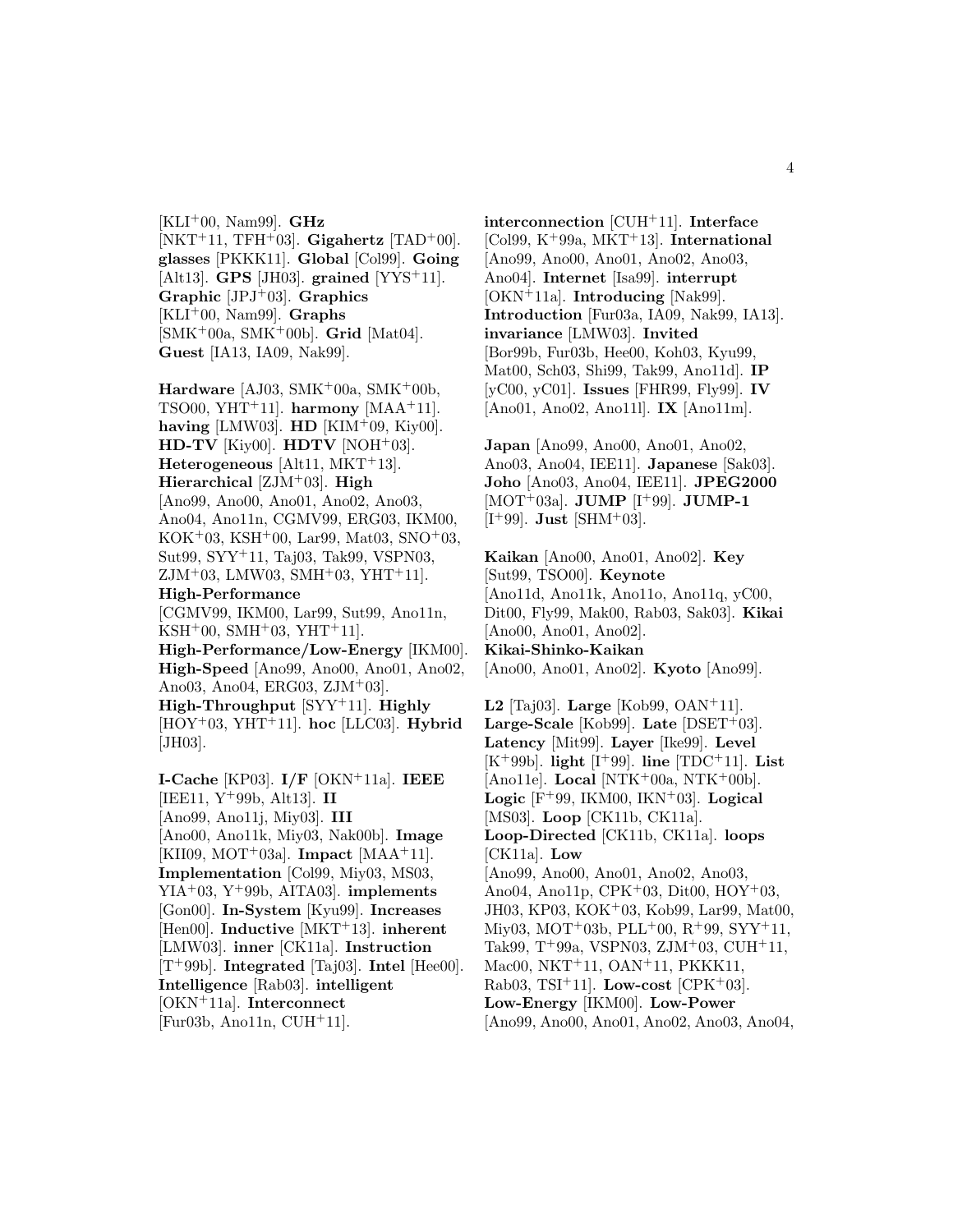[KLI[+]00, Nam99]. **GHz** [NKT[+]11, TFH[+]03]. **Gigahertz** [TAD[+]00]. **glasses** [PKKK11]. **Global** [Col99]. **Going** [Alt13]. **GPS** [JH03]. **grained** [YYS[+]11]. **Graphic** [JPJ[+]03]. **Graphics** [KLI[+]00, Nam99]. **Graphs** [SMK[+]00a, SMK[+]00b]. **Grid** [Mat04]. **Guest** [IA13, IA09, Nak99].

**Hardware** [AJ03, SMK[+]00a, SMK[+]00b, TSO00, YHT[+]11]. **harmony** [MAA[+]11]. **having** [LMW03]. **HD** [KIM[+]09, Kiy00]. **HD-TV** [Kiy00]. **HDTV** [NOH[+]03]. **Heterogeneous** [Alt11, MKT[+]13]. **Hierarchical** [ZJM[+]03]. **High** [Ano99, Ano00, Ano01, Ano02, Ano03, Ano04, Ano11n, CGMV99, ERG03, IKM00, KOK[+]03, KSH[+]00, Lar99, Mat03, SNO[+]03, Sut99, SYY[+]11, Taj03, Tak99, VSPN03, ZJM[+]03, LMW03, SMH[+]03, YHT[+]11]. **High-Performance** [CGMV99, IKM00, Lar99, Sut99, Ano11n, KSH[+]00, SMH[+]03, YHT[+]11]. **High-Performance/Low-Energy** [IKM00]. **High-Speed** [Ano99, Ano00, Ano01, Ano02, Ano03, Ano04, ERG03, ZJM[+]03]. **High-Throughput** [SYY[+]11]. **Highly** [HOY[+]03, YHT[+]11]. **hoc** [LLC03]. **Hybrid** [JH03].

**I-Cache** [KP03]. **I/F** [OKN[+]11a]. **IEEE** [IEE11, Y[+]99b, Alt13]. **II** [Ano99, Ano11j, Miy03]. **III** [Ano00, Ano11k, Miy03, Nak00b]. **Image** [KII09, MOT[+]03a]. **Impact** [MAA[+]11]. **Implementation** [Col99, Miy03, MS03, YIA[+]03, Y[+]99b, AITA03]. **implements** [Gon00]. **In-System** [Kyu99]. **Increases** [Hen00]. **Inductive** [MKT[+]13]. **inherent** [LMW03]. **inner** [CK11a]. **Instruction** [T[+]99b]. **Integrated** [Taj03]. **Intel** [Hee00]. **Intelligence** [Rab03]. **intelligent** [OKN[+]11a]. **Interconnect** [Fur03b, Ano11n, CUH[+]11]. **interconnection** [CUH[+]11]. **Interface** [Col99, K[+]99a, MKT[+]13]. **International** [Ano99, Ano00, Ano01, Ano02, Ano03, Ano04]. **Internet** [Isa99]. **interrupt** [OKN[+]11a]. **Introducing** [Nak99]. **Introduction** [Fur03a, IA09, Nak99, IA13]. **invariance** [LMW03]. **Invited** [Bor99b, Fur03b, Hee00, Koh03, Kyu99, Mat00, Sch03, Shi99, Tak99, Ano11d]. **IP** [yC00, yC01]. **Issues** [FHR99, Fly99]. **IV** [Ano01, Ano02, Ano11l]. **IX** [Ano11m].

**Japan** [Ano99, Ano00, Ano01, Ano02, Ano03, Ano04, IEE11]. **Japanese** [Sak03]. **Joho** [Ano03, Ano04, IEE11]. **JPEG2000** [MOT[+]03a]. **JUMP** [I[+]99]. **JUMP-1** [I[+]99]. **Just** [SHM[+]03].

**Kaikan** [Ano00, Ano01, Ano02]. **Key** [Sut99, TSO00]. **Keynote** [Ano11d, Ano11k, Ano11o, Ano11q, yC00, Dit00, Fly99, Mak00, Rab03, Sak03]. **Kikai** [Ano00, Ano01, Ano02]. **Kikai-Shinko-Kaikan** [Ano00, Ano01, Ano02]. **Kyoto** [Ano99].

**L2** [Taj03]. **Large** [Kob99, OAN[+]11]. **Large-Scale** [Kob99]. **Late** [DSET[+]03]. **Latency** [Mit99]. **Layer** [Ike99]. **Level** [K[+]99b]. **light** [I[+]99]. **line** [TDC[+]11]. **List** [Ano11e]. **Local** [NTK[+]00a, NTK[+]00b]. **Logic** [F[+]99, IKM00, IKN[+]03]. **Logical** [MS03]. **Loop** [CK11b, CK11a]. **Loop-Directed** [CK11b, CK11a]. **loops** [CK11a]. **Low** [Ano99, Ano00, Ano01, Ano02, Ano03, Ano04, Ano11p, CPK[+]03, Dit00, HOY[+]03, JH03, KP03, KOK[+]03, Kob99, Lar99, Mat00, Miy03, MOT[+]03b, PLL[+]00, R[+]99, SYY[+]11, Tak99, T[+]99a, VSPN03, ZJM[+]03, CUH[+]11, Mac00, NKT[+]11, OAN[+]11, PKKK11, Rab03, TSI[+]11]. **Low-cost** [CPK[+]03]. **Low-Energy** [IKM00]. **Low-Power** [Ano99, Ano00, Ano01, Ano02, Ano03, Ano04,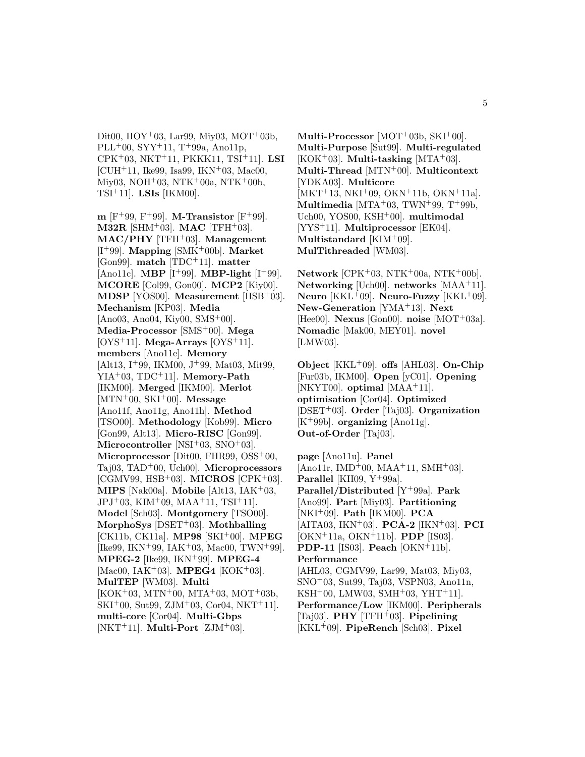Dit00, HOY+03, Lar99, Miy03, MOT+03b, PLL+00, SYY+11, T+99a, Ano11p, CPK+03, NKT+11, PKKK11, TSI+11]. **LSI** [CUH+11, Ike99, Isa99, IKN+03, Mac00, Miy03, NOH+03, NTK+00a, NTK+00b, TSI+11]. **LSIs** [IKM00].

**m** [F+99, F+99]. **M-Transistor** [F+99]. **M32R** [SHM+03]. **MAC** [TFH+03]. **MAC/PHY** [TFH+03]. **Management** [I+99]. **Mapping** [SMK+00b]. **Market** [Gon99]. **match** [TDC+11]. **matter** [Ano11c]. **MBP** [I+99]. **MBP-light** [I+99]. **MCORE** [Col99, Gon00]. **MCP2** [Kiy00]. **MDSP** [YOS00]. **Measurement** [HSB+03]. **Mechanism** [KP03]. **Media** [Ano03, Ano04, Kiy00, SMS+00]. **Media-Processor** [SMS+00]. **Mega** [OYS+11]. **Mega-Arrays** [OYS+11]. **members** [Ano11e]. **Memory** [Alt13, I+99, IKM00, J+99, Mat03, Mit99, YIA+03, TDC+11]. **Memory-Path** [IKM00]. **Merged** [IKM00]. **Merlot** [MTN+00, SKI+00]. **Message** [Ano11f, Ano11g, Ano11h]. **Method** [TSO00]. **Methodology** [Kob99]. **Micro** [Gon99, Alt13]. **Micro-RISC** [Gon99]. **Microcontroller** [NSI+03, SNO+03]. **Microprocessor** [Dit00, FHR99, OSS+00, Taj03, TAD+00, Uch00]. **Microprocessors** [CGMV99, HSB+03]. **MICROS** [CPK+03]. **MIPS** [Nak00a]. **Mobile** [Alt13, IAK+03, JPJ+03, KIM+09, MAA+11, TSI+11]. **Model** [Sch03]. **Montgomery** [TSO00]. **MorphoSys** [DSET+03]. **Mothballing** [CK11b, CK11a]. **MP98** [SKI+00]. **MPEG** [Ike99, IKN+99, IAK+03, Mac00, TWN+99]. **MPEG-2** [Ike99, IKN+99]. **MPEG-4** [Mac00, IAK+03]. **MPEG4** [KOK+03]. **MulTEP** [WM03]. **Multi** [KOK+03, MTN+00, MTA+03, MOT+03b, SKI+00, Sut99, ZJM+03, Cor04, NKT+11]. **multi-core** [Cor04]. **Multi-Gbps** [NKT+11]. **Multi-Port** [ZJM+03].

**Multi-Processor** [MOT+03b, SKI+00]. **Multi-Purpose** [Sut99]. **Multi-regulated** [KOK+03]. **Multi-tasking** [MTA+03]. **Multi-Thread** [MTN+00]. **Multicontext** [YDKA03]. **Multicore** [MKT+13, NKI+09, OKN+11b, OKN+11a]. **Multimedia** [MTA+03, TWN+99, T+99b, Uch00, YOS00, KSH+00]. **multimodal** [YYS+11]. **Multiprocessor** [EK04]. **Multistandard** [KIM+09]. **MulTithreaded** [WM03].

**Network** [CPK+03, NTK+00a, NTK+00b]. **Networking** [Uch00]. **networks** [MAA+11]. **Neuro** [KKL+09]. **Neuro-Fuzzy** [KKL+09]. **New-Generation** [YMA+13]. **Next** [Hee00]. **Nexus** [Gon00]. **noise** [MOT+03a]. **Nomadic** [Mak00, MEY01]. **novel** [LMW03].

**Object** [KKL+09]. **offs** [AHL03]. **On-Chip** [Fur03b, IKM00]. **Open** [yC01]. **Opening** [NKYT00]. **optimal** [MAA+11]. **optimisation** [Cor04]. **Optimized** [DSET+03]. **Order** [Taj03]. **Organization** [K+99b]. **organizing** [Ano11g]. **Out-of-Order** [Taj03].

**page** [Ano11u]. **Panel** [Ano11r, IMD+00, MAA+11, SMH+03]. **Parallel** [KII09, Y+99a]. **Parallel/Distributed** [Y+99a]. **Park** [Ano99]. **Part** [Miy03]. **Partitioning** [NKI+09]. **Path** [IKM00]. **PCA** [AITA03, IKN+03]. **PCA-2** [IKN+03]. **PCI** [OKN+11a, OKN+11b]. **PDP** [IS03]. **PDP-11** [IS03]. **Peach** [OKN+11b]. **Performance** [AHL03, CGMV99, Lar99, Mat03, Miy03, SNO+03, Sut99, Taj03, VSPN03, Ano11n, KSH+00, LMW03, SMH+03, YHT+11]. **Performance/Low** [IKM00]. **Peripherals** [Taj03]. **PHY** [TFH+03]. **Pipelining** [KKL+09]. **PipeRench** [Sch03]. **Pixel**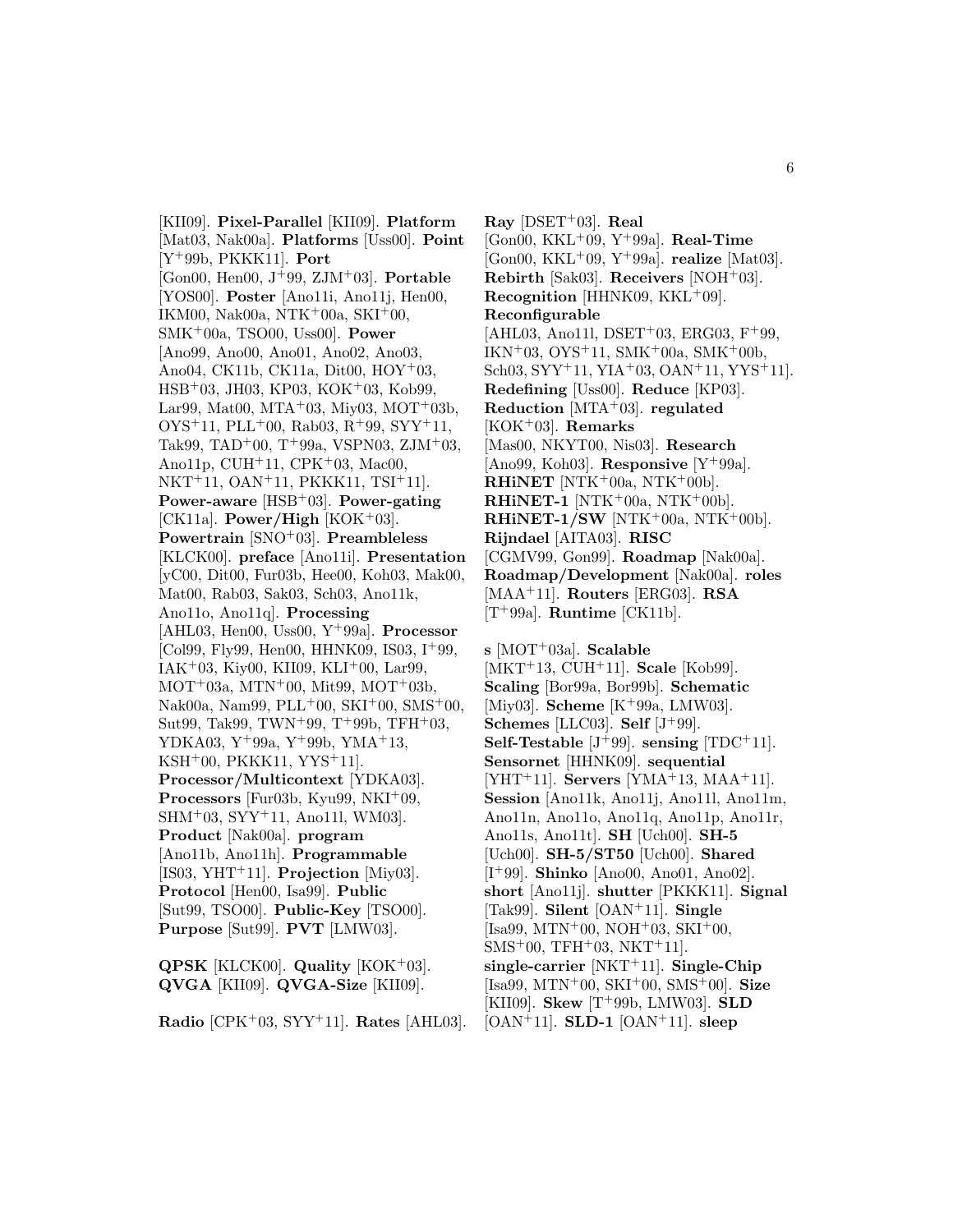[KII09]. **Pixel-Parallel** [KII09]. **Platform** [Mat03, Nak00a]. **Platforms** [Uss00]. **Point** [Y[+]99b, PKKK11]. **Port** [Gon00, Hen00, J[+]99, ZJM[+]03]. **Portable** [YOS00]. **Poster** [Ano11i, Ano11j, Hen00, IKM00, Nak00a, NTK[+]00a, SKI[+]00, SMK[+]00a, TSO00, Uss00]. **Power** [Ano99, Ano00, Ano01, Ano02, Ano03, Ano04, CK11b, CK11a, Dit00, HOY[+]03, HSB[+]03, JH03, KP03, KOK[+]03, Kob99, Lar99, Mat00, MTA[+]03, Miy03, MOT[+]03b, OYS[+]11, PLL[+]00, Rab03, R[+]99, SYY[+]11, Tak99, TAD[+]00, T[+]99a, VSPN03, ZJM[+]03, Ano11p, CUH[+]11, CPK[+]03, Mac00, NKT[+]11, OAN[+]11, PKKK11, TSI[+]11]. **Power-aware** [HSB[+]03]. **Power-gating** [CK11a]. **Power/High** [KOK[+]03]. **Powertrain** [SNO[+]03]. **Preambleless** [KLCK00]. **preface** [Ano11i]. **Presentation** [yC00, Dit00, Fur03b, Hee00, Koh03, Mak00, Mat00, Rab03, Sak03, Sch03, Ano11k, Ano11o, Ano11q]. **Processing** [AHL03, Hen00, Uss00, Y[+]99a]. **Processor** [Col99, Fly99, Hen00, HHNK09, IS03, I[+]99, IAK[+]03, Kiy00, KII09, KLI[+]00, Lar99, MOT[+]03a, MTN[+]00, Mit99, MOT[+]03b, Nak00a, Nam99, PLL[+]00, SKI[+]00, SMS[+]00, Sut99, Tak99, TWN[+]99, T[+]99b, TFH[+]03, YDKA03, Y[+]99a, Y[+]99b, YMA[+]13, KSH[+]00, PKKK11, YYS[+]11]. **Processor/Multicontext** [YDKA03]. **Processors** [Fur03b, Kyu99, NKI[+]09, SHM[+]03, SYY[+]11, Ano11l, WM03]. **Product** [Nak00a]. **program** [Ano11b, Ano11h]. **Programmable** [IS03, YHT[+]11]. **Projection** [Miy03]. **Protocol** [Hen00, Isa99]. **Public** [Sut99, TSO00]. **Public-Key** [TSO00]. **Purpose** [Sut99]. **PVT** [LMW03].

**QPSK** [KLCK00]. **Quality** [KOK[+]03]. **QVGA** [KII09]. **QVGA-Size** [KII09].

**Radio** [CPK[+]03, SYY[+]11]. **Rates** [AHL03]. **Ray** [DSET[+]03]. **Real** [Gon00, KKL[+]09, Y[+]99a]. **Real-Time** [Gon00, KKL[+]09, Y[+]99a]. **realize** [Mat03]. **Rebirth** [Sak03]. **Receivers** [NOH[+]03]. **Recognition** [HHNK09, KKL[+]09]. **Reconfigurable** [AHL03, Ano11l, DSET[+]03, ERG03, F[+]99, IKN[+]03, OYS[+]11, SMK[+]00a, SMK[+]00b, Sch03, SYY[+]11, YIA[+]03, OAN[+]11, YYS[+]11]. **Redefining** [Uss00]. **Reduce** [KP03]. **Reduction** [MTA[+]03]. **regulated** [KOK[+]03]. **Remarks** [Mas00, NKYT00, Nis03]. **Research** [Ano99, Koh03]. **Responsive** [Y[+]99a]. **RHiNET** [NTK[+]00a, NTK[+]00b]. **RHiNET-1** [NTK[+]00a, NTK[+]00b]. **RHiNET-1/SW** [NTK[+]00a, NTK[+]00b]. **Rijndael** [AITA03]. **RISC** [CGMV99, Gon99]. **Roadmap** [Nak00a]. **Roadmap/Development** [Nak00a]. **roles** [MAA[+]11]. **Routers** [ERG03]. **RSA** [T[+]99a]. **Runtime** [CK11b].

**s** [MOT[+]03a]. **Scalable** [MKT[+]13, CUH[+]11]. **Scale** [Kob99]. **Scaling** [Bor99a, Bor99b]. **Schematic** [Miy03]. **Scheme** [K[+]99a, LMW03]. **Schemes** [LLC03]. **Self** [J[+]99]. **Self-Testable** [J[+]99]. **sensing** [TDC[+]11]. **Sensornet** [HHNK09]. **sequential** [YHT[+]11]. **Servers** [YMA[+]13, MAA[+]11]. **Session** [Ano11k, Ano11j, Ano11l, Ano11m, Ano11n, Ano11o, Ano11q, Ano11p, Ano11r, Ano11s, Ano11t]. **SH** [Uch00]. **SH-5** [Uch00]. **SH-5/ST50** [Uch00]. **Shared** [I[+]99]. **Shinko** [Ano00, Ano01, Ano02]. **short** [Ano11j]. **shutter** [PKKK11]. **Signal** [Tak99]. **Silent** [OAN[+]11]. **Single** [Isa99, MTN[+]00, NOH[+]03, SKI[+]00, SMS[+]00, TFH[+]03, NKT[+]11]. **single-carrier** [NKT[+]11]. **Single-Chip** [Isa99, MTN[+]00, SKI[+]00, SMS[+]00]. **Size** [KII09]. **Skew** [T[+]99b, LMW03]. **SLD** [OAN[+]11]. **SLD-1** [OAN[+]11]. **sleep**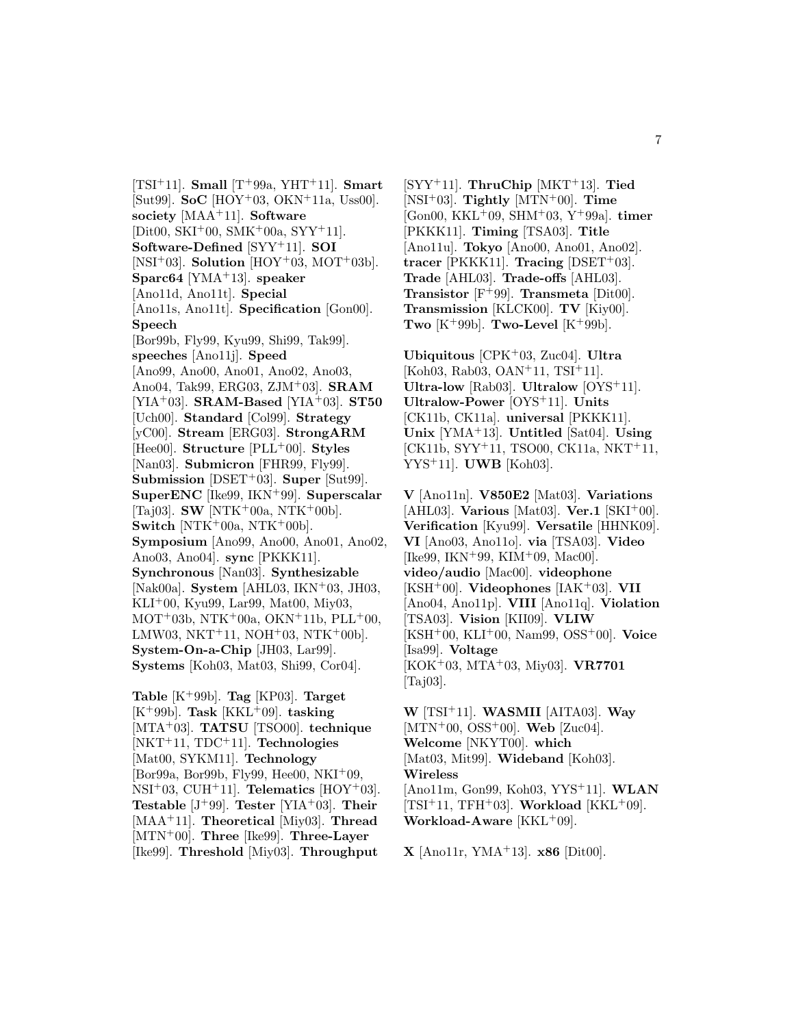[TSI[+]11]. **Small** [T[+]99a, YHT[+]11]. **Smart** [Sut99]. **SoC** [HOY[+]03, OKN[+]11a, Uss00]. **society** [MAA[+]11]. **Software** [Dit00, SKI[+]00, SMK[+]00a, SYY[+]11]. **Software-Defined** [SYY[+]11]. **SOI** [NSI[+]03]. **Solution** [HOY[+]03, MOT[+]03b]. **Sparc64** [YMA[+]13]. **speaker** [Ano11d, Ano11t]. **Special** [Ano11s, Ano11t]. **Specification** [Gon00]. **Speech** [Bor99b, Fly99, Kyu99, Shi99, Tak99]. **speeches** [Ano11j]. **Speed** [Ano99, Ano00, Ano01, Ano02, Ano03, Ano04, Tak99, ERG03, ZJM[+]03]. **SRAM** [YIA[+]03]. **SRAM-Based** [YIA[+]03]. **ST50** [Uch00]. **Standard** [Col99]. **Strategy** [yC00]. **Stream** [ERG03]. **StrongARM** [Hee00]. **Structure** [PLL[+]00]. **Styles** [Nan03]. **Submicron** [FHR99, Fly99]. **Submission** [DSET[+]03]. **Super** [Sut99]. **SuperENC** [Ike99, IKN[+]99]. **Superscalar** [Taj03]. **SW** [NTK[+]00a, NTK[+]00b]. **Switch** [NTK[+]00a, NTK[+]00b]. **Symposium** [Ano99, Ano00, Ano01, Ano02, Ano03, Ano04]. **sync** [PKKK11]. **Synchronous** [Nan03]. **Synthesizable** [Nak00a]. **System** [AHL03, IKN[+]03, JH03, KLI[+]00, Kyu99, Lar99, Mat00, Miy03, MOT[+]03b, NTK[+]00a, OKN[+]11b, PLL[+]00, LMW03, NKT[+]11, NOH[+]03, NTK[+]00b]. **System-On-a-Chip** [JH03, Lar99]. **Systems** [Koh03, Mat03, Shi99, Cor04].

**Table** [K[+]99b]. **Tag** [KP03]. **Target** [K[+]99b]. **Task** [KKL[+]09]. **tasking** [MTA[+]03]. **TATSU** [TSO00]. **technique** [NKT[+]11, TDC[+]11]. **Technologies** [Mat00, SYKM11]. **Technology** [Bor99a, Bor99b, Fly99, Hee00, NKI[+]09, NSI[+]03, CUH[+]11]. **Telematics** [HOY[+]03]. **Testable** [J[+]99]. **Tester** [YIA[+]03]. **Their** [MAA[+]11]. **Theoretical** [Miy03]. **Thread** [MTN[+]00]. **Three** [Ike99]. **Three-Layer** [Ike99]. **Threshold** [Miy03]. **Throughput** [SYY[+]11]. **ThruChip** [MKT[+]13]. **Tied** [NSI[+]03]. **Tightly** [MTN[+]00]. **Time** [Gon00, KKL[+]09, SHM[+]03, Y[+]99a]. **timer** [PKKK11]. **Timing** [TSA03]. **Title** [Ano11u]. **Tokyo** [Ano00, Ano01, Ano02]. **tracer** [PKKK11]. **Tracing** [DSET[+]03]. **Trade** [AHL03]. **Trade-offs** [AHL03]. **Transistor** [F[+]99]. **Transmeta** [Dit00]. **Transmission** [KLCK00]. **TV** [Kiy00]. **Two** [K[+]99b]. **Two-Level** [K[+]99b].

**Ubiquitous** [CPK[+]03, Zuc04]. **Ultra** [Koh03, Rab03, OAN[+]11, TSI[+]11]. **Ultra-low** [Rab03]. **Ultralow** [OYS[+]11]. **Ultralow-Power** [OYS[+]11]. **Units** [CK11b, CK11a]. **universal** [PKKK11]. **Unix** [YMA[+]13]. **Untitled** [Sat04]. **Using** [CK11b, SYY[+]11, TSO00, CK11a, NKT[+]11, YYS[+]11]. **UWB** [Koh03].

**V** [Ano11n]. **V850E2** [Mat03]. **Variations** [AHL03]. **Various** [Mat03]. **Ver.1** [SKI[+]00]. **Verification** [Kyu99]. **Versatile** [HHNK09]. **VI** [Ano03, Ano11o]. **via** [TSA03]. **Video** [Ike99, IKN[+]99, KIM[+]09, Mac00]. **video/audio** [Mac00]. **videophone** [KSH[+]00]. **Videophones** [IAK[+]03]. **VII** [Ano04, Ano11p]. **VIII** [Ano11q]. **Violation** [TSA03]. **Vision** [KII09]. **VLIW** [KSH[+]00, KLI[+]00, Nam99, OSS[+]00]. **Voice** [Isa99]. **Voltage** [KOK[+]03, MTA[+]03, Miy03]. **VR7701** [Taj03].

**W** [TSI[+]11]. **WASMII** [AITA03]. **Way** [MTN[+]00, OSS[+]00]. **Web** [Zuc04]. **Welcome** [NKYT00]. **which** [Mat03, Mit99]. **Wideband** [Koh03]. **Wireless** [Ano11m, Gon99, Koh03, YYS[+]11]. **WLAN** [TSI[+]11, TFH[+]03]. **Workload** [KKL[+]09]. **Workload-Aware** [KKL[+]09].

**X** [Ano11r, YMA[+]13]. **x86** [Dit00].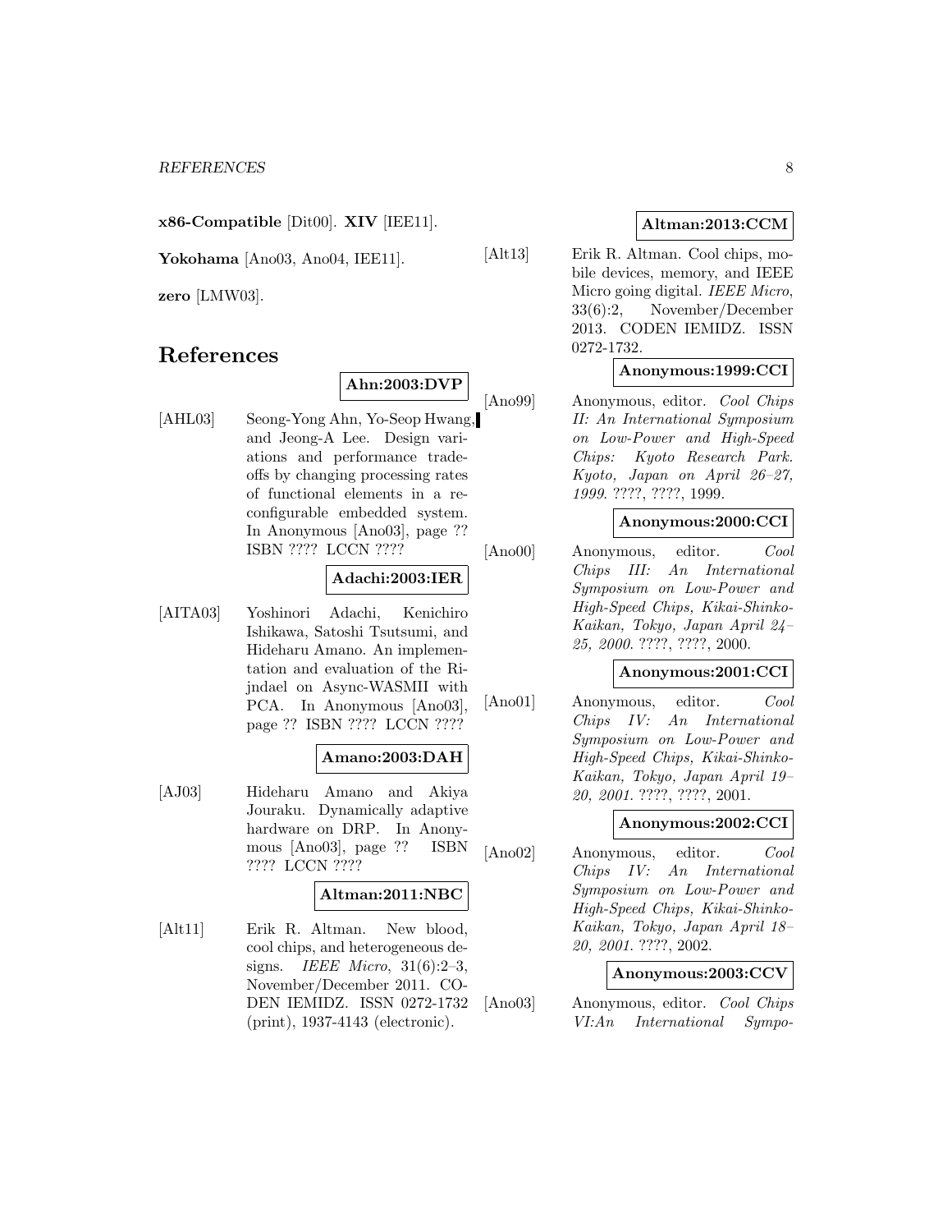**x86-Compatible** [Dit00]. **XIV** [IEE11].

**Yokohama** [Ano03, Ano04, IEE11].

**zero** [LMW03].

# References

**Ahn:2003:DVP**

[AHL03] Seong-Yong Ahn, Yo-Seop Hwang, and Jeong-A Lee. Design variations and performance tradeoffs by changing processing rates of functional elements in a reconfigurable embedded system. In Anonymous [Ano03], page ?? ISBN ???? LCCN ????

**Adachi:2003:IER**

[AITA03] Yoshinori Adachi, Kenichiro Ishikawa, Satoshi Tsutsumi, and Hideharu Amano. An implementation and evaluation of the Rijndael on Async-WASMII with PCA. In Anonymous [Ano03], page ?? ISBN ???? LCCN ????

**Amano:2003:DAH**

[AJ03] Hideharu Amano and Akiya Jouraku. Dynamically adaptive hardware on DRP. In Anonymous [Ano03], page ?? ISBN ???? LCCN ????

**Altman:2011:NBC**

[Alt11] Erik R. Altman. New blood, cool chips, and heterogeneous designs. *IEEE Micro*, 31(6):2–3, November/December 2011. CODEN IEMIDZ. ISSN 0272-1732 (print), 1937-4143 (electronic).

**Altman:2013:CCM**

[Alt13] Erik R. Altman. Cool chips, mobile devices, memory, and IEEE Micro going digital. *IEEE Micro*, 33(6):2, November/December 2013. CODEN IEMIDZ. ISSN 0272-1732.

**Anonymous:1999:CCI**

[Ano99] Anonymous, editor. *Cool Chips II: An International Symposium on Low-Power and High-Speed Chips: Kyoto Research Park. Kyoto, Japan on April 26–27, 1999*. ????, ????, 1999.

**Anonymous:2000:CCI**

[Ano00] Anonymous, editor. *Cool Chips III: An International Symposium on Low-Power and High-Speed Chips, Kikai-Shinko-Kaikan, Tokyo, Japan April 24–25, 2000*. ????, ????, 2000.

**Anonymous:2001:CCI**

[Ano01] Anonymous, editor. *Cool Chips IV: An International Symposium on Low-Power and High-Speed Chips, Kikai-Shinko-Kaikan, Tokyo, Japan April 19–20, 2001*. ????, ????, 2001.

**Anonymous:2002:CCI**

[Ano02] Anonymous, editor. *Cool Chips IV: An International Symposium on Low-Power and High-Speed Chips, Kikai-Shinko-Kaikan, Tokyo, Japan April 18–20, 2001*. ????, 2002.

**Anonymous:2003:CCV**

[Ano03] Anonymous, editor. *Cool Chips VI:An International Sympo-*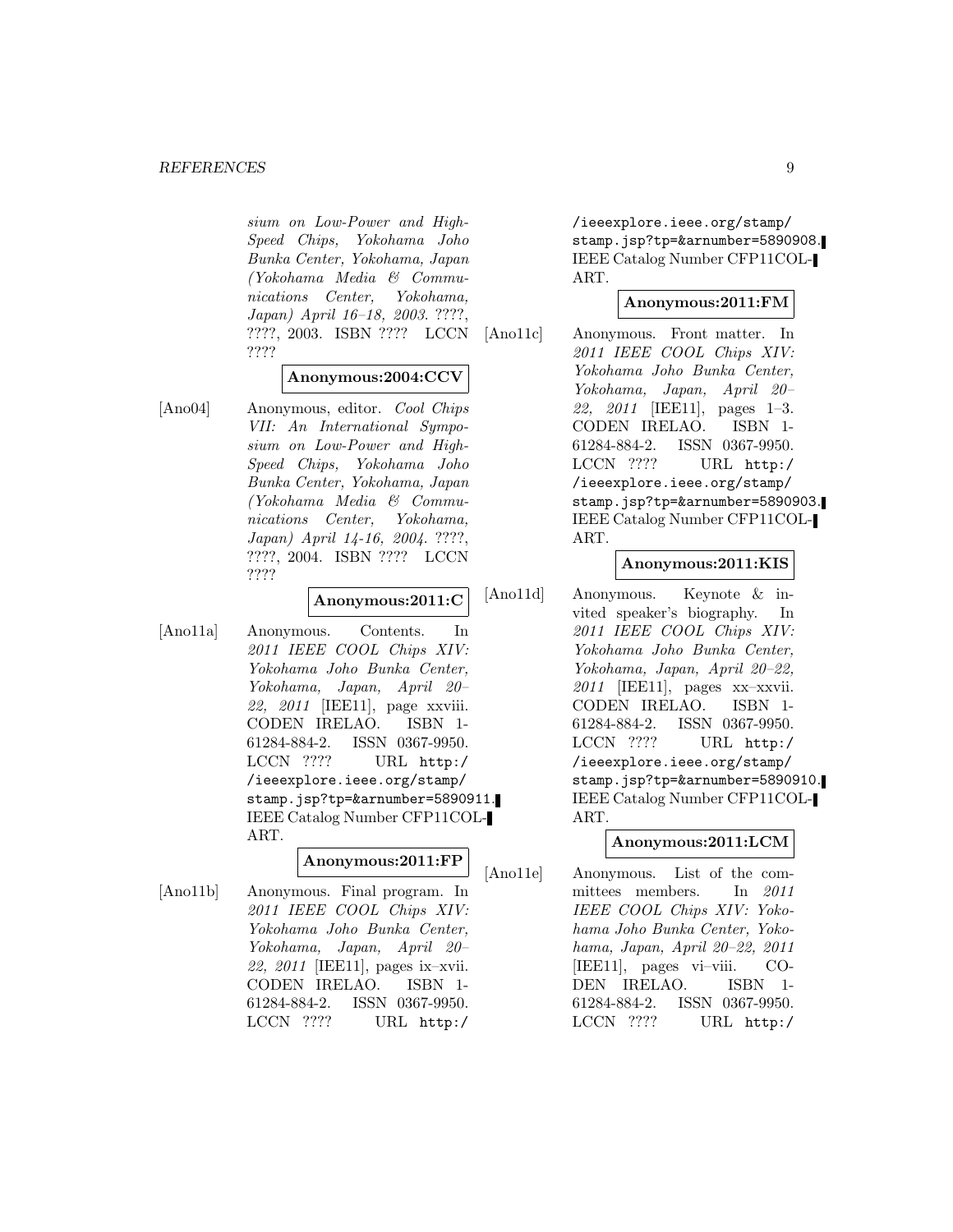*sium on Low-Power and High-Speed Chips, Yokohama Joho Bunka Center, Yokohama, Japan (Yokohama Media & Communications Center, Yokohama, Japan) April 16–18, 2003*. ????, ????, 2003. ISBN ???? LCCN ????

**Anonymous:2004:CCV**

[Ano04] Anonymous, editor. *Cool Chips VII: An International Symposium on Low-Power and High-Speed Chips, Yokohama Joho Bunka Center, Yokohama, Japan (Yokohama Media & Communications Center, Yokohama, Japan) April 14-16, 2004*. ????, ????, 2004. ISBN ???? LCCN ????

**Anonymous:2011:C**

[Ano11a] Anonymous. Contents. In *2011 IEEE COOL Chips XIV: Yokohama Joho Bunka Center, Yokohama, Japan, April 20–22, 2011* [IEE11], page xxviii. CODEN IRELAO. ISBN 1-61284-884-2. ISSN 0367-9950. LCCN ???? URL `http://ieeexplore.ieee.org/stamp/stamp.jsp?tp=&arnumber=5890911`. IEEE Catalog Number CFP11COL-ART.

**Anonymous:2011:FP**

[Ano11b] Anonymous. Final program. In *2011 IEEE COOL Chips XIV: Yokohama Joho Bunka Center, Yokohama, Japan, April 20–22, 2011* [IEE11], pages ix–xvii. CODEN IRELAO. ISBN 1-61284-884-2. ISSN 0367-9950. LCCN ???? URL `http://ieeexplore.ieee.org/stamp/stamp.jsp?tp=&arnumber=5890908`. IEEE Catalog Number CFP11COL-ART.

**Anonymous:2011:FM**

[Ano11c] Anonymous. Front matter. In *2011 IEEE COOL Chips XIV: Yokohama Joho Bunka Center, Yokohama, Japan, April 20–22, 2011* [IEE11], pages 1–3. CODEN IRELAO. ISBN 1-61284-884-2. ISSN 0367-9950. LCCN ???? URL `http://ieeexplore.ieee.org/stamp/stamp.jsp?tp=&arnumber=5890903`. IEEE Catalog Number CFP11COL-ART.

**Anonymous:2011:KIS**

[Ano11d] Anonymous. Keynote & invited speaker's biography. In *2011 IEEE COOL Chips XIV: Yokohama Joho Bunka Center, Yokohama, Japan, April 20–22, 2011* [IEE11], pages xx–xxvii. CODEN IRELAO. ISBN 1-61284-884-2. ISSN 0367-9950. LCCN ???? URL `http://ieeexplore.ieee.org/stamp/stamp.jsp?tp=&arnumber=5890910`. IEEE Catalog Number CFP11COL-ART.

**Anonymous:2011:LCM**

[Ano11e] Anonymous. List of the committees members. In *2011 IEEE COOL Chips XIV: Yokohama Joho Bunka Center, Yokohama, Japan, April 20–22, 2011* [IEE11], pages vi–viii. CODEN IRELAO. ISBN 1-61284-884-2. ISSN 0367-9950. LCCN ???? URL `http:/`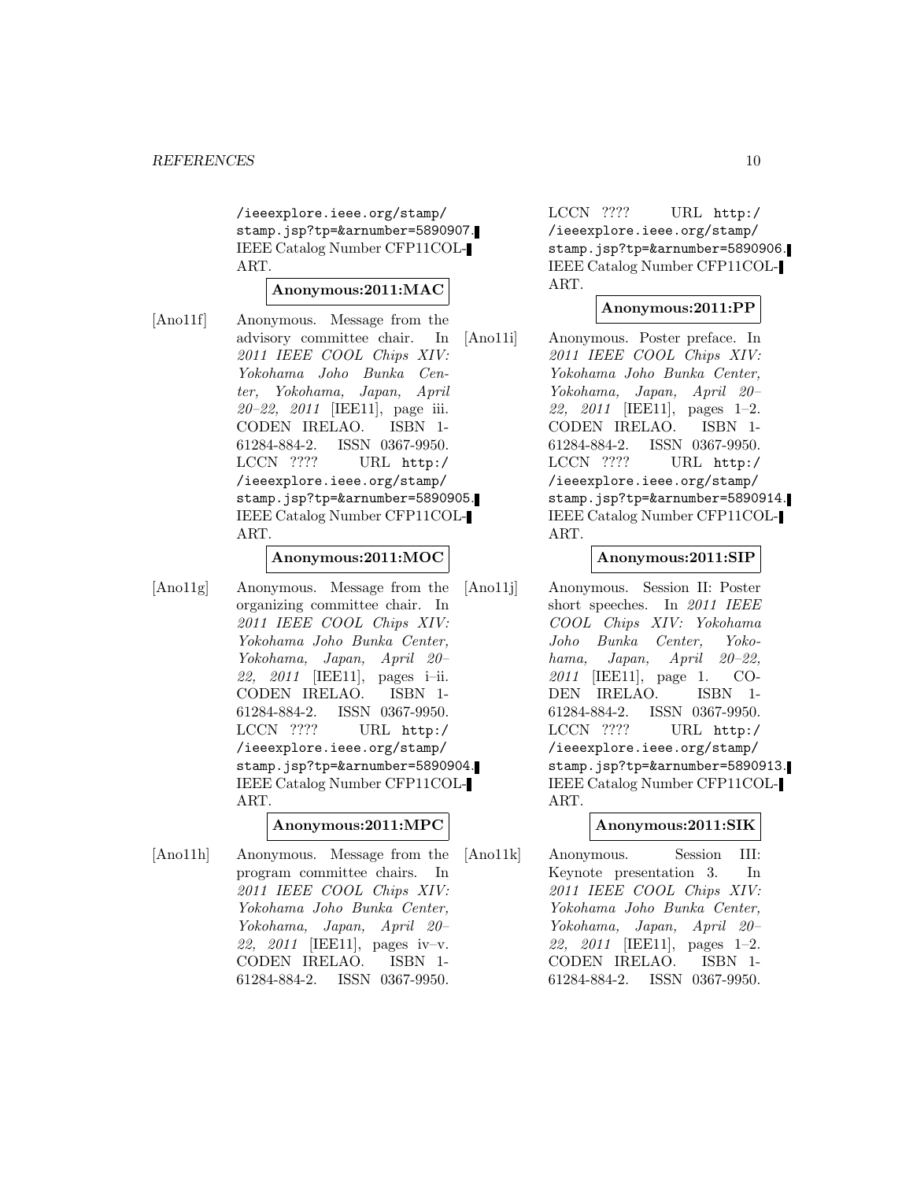/ieeexplore.ieee.org/stamp/stamp.jsp?tp=&arnumber=5890907. IEEE Catalog Number CFP11COL-ART.

**Anonymous:2011:MAC**

[Ano11f] Anonymous. Message from the advisory committee chair. In *2011 IEEE COOL Chips XIV: Yokohama Joho Bunka Center, Yokohama, Japan, April 20–22, 2011* [IEE11], page iii. CODEN IRELAO. ISBN 1-61284-884-2. ISSN 0367-9950. LCCN ???? URL http://ieeexplore.ieee.org/stamp/stamp.jsp?tp=&arnumber=5890905. IEEE Catalog Number CFP11COL-ART.

**Anonymous:2011:MOC**

[Ano11g] Anonymous. Message from the organizing committee chair. In *2011 IEEE COOL Chips XIV: Yokohama Joho Bunka Center, Yokohama, Japan, April 20–22, 2011* [IEE11], pages i–ii. CODEN IRELAO. ISBN 1-61284-884-2. ISSN 0367-9950. LCCN ???? URL http://ieeexplore.ieee.org/stamp/stamp.jsp?tp=&arnumber=5890904. IEEE Catalog Number CFP11COL-ART.

**Anonymous:2011:MPC**

[Ano11h] Anonymous. Message from the program committee chairs. In *2011 IEEE COOL Chips XIV: Yokohama Joho Bunka Center, Yokohama, Japan, April 20–22, 2011* [IEE11], pages iv–v. CODEN IRELAO. ISBN 1-61284-884-2. ISSN 0367-9950. LCCN ???? URL http://ieeexplore.ieee.org/stamp/stamp.jsp?tp=&arnumber=5890906. IEEE Catalog Number CFP11COL-ART.

**Anonymous:2011:PP**

[Ano11i] Anonymous. Poster preface. In *2011 IEEE COOL Chips XIV: Yokohama Joho Bunka Center, Yokohama, Japan, April 20–22, 2011* [IEE11], pages 1–2. CODEN IRELAO. ISBN 1-61284-884-2. ISSN 0367-9950. LCCN ???? URL http://ieeexplore.ieee.org/stamp/stamp.jsp?tp=&arnumber=5890914. IEEE Catalog Number CFP11COL-ART.

**Anonymous:2011:SIP**

[Ano11j] Anonymous. Session II: Poster short speeches. In *2011 IEEE COOL Chips XIV: Yokohama Joho Bunka Center, Yokohama, Japan, April 20–22, 2011* [IEE11], page 1. CODEN IRELAO. ISBN 1-61284-884-2. ISSN 0367-9950. LCCN ???? URL http://ieeexplore.ieee.org/stamp/stamp.jsp?tp=&arnumber=5890913. IEEE Catalog Number CFP11COL-ART.

**Anonymous:2011:SIK**

[Ano11k] Anonymous. Session III: Keynote presentation 3. In *2011 IEEE COOL Chips XIV: Yokohama Joho Bunka Center, Yokohama, Japan, April 20–22, 2011* [IEE11], pages 1–2. CODEN IRELAO. ISBN 1-61284-884-2. ISSN 0367-9950.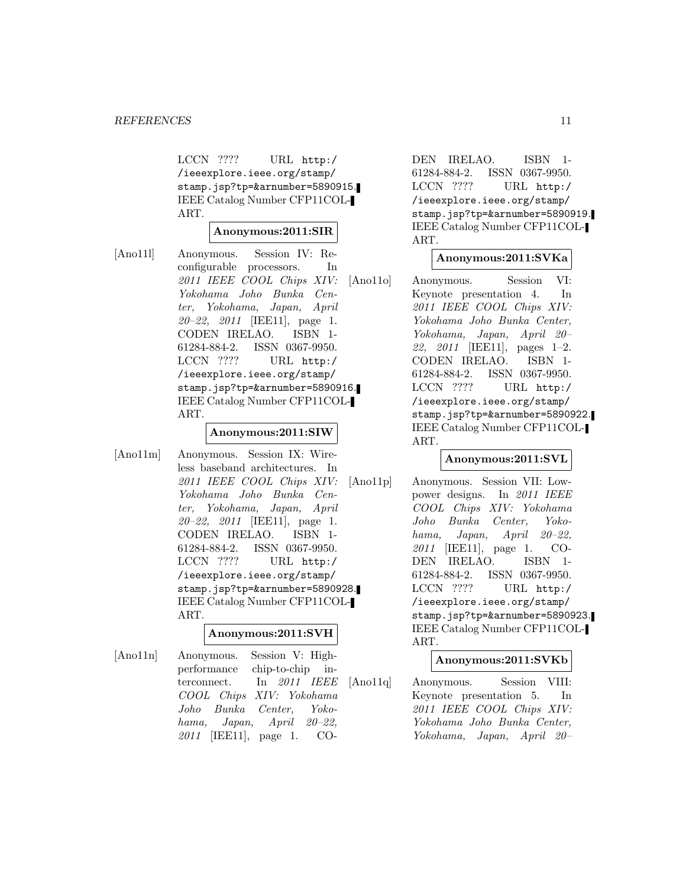LCCN ???? URL http://ieeexplore.ieee.org/stamp/stamp.jsp?tp=&arnumber=5890915. IEEE Catalog Number CFP11COL-ART.

**Anonymous:2011:SIR**

[Ano11l] Anonymous. Session IV: Reconfigurable processors. In *2011 IEEE COOL Chips XIV: Yokohama Joho Bunka Center, Yokohama, Japan, April 20–22, 2011* [IEE11], page 1. CODEN IRELAO. ISBN 1-61284-884-2. ISSN 0367-9950. LCCN ???? URL http://ieeexplore.ieee.org/stamp/stamp.jsp?tp=&arnumber=5890916. IEEE Catalog Number CFP11COL-ART.

**Anonymous:2011:SIW**

[Ano11m] Anonymous. Session IX: Wireless baseband architectures. In *2011 IEEE COOL Chips XIV: Yokohama Joho Bunka Center, Yokohama, Japan, April 20–22, 2011* [IEE11], page 1. CODEN IRELAO. ISBN 1-61284-884-2. ISSN 0367-9950. LCCN ???? URL http://ieeexplore.ieee.org/stamp/stamp.jsp?tp=&arnumber=5890928. IEEE Catalog Number CFP11COL-ART.

**Anonymous:2011:SVH**

[Ano11n] Anonymous. Session V: High-performance chip-to-chip interconnect. In *2011 IEEE COOL Chips XIV: Yokohama Joho Bunka Center, Yokohama, Japan, April 20–22, 2011* [IEE11], page 1. CODEN IRELAO. ISBN 1-61284-884-2. ISSN 0367-9950. LCCN ???? URL http://ieeexplore.ieee.org/stamp/stamp.jsp?tp=&arnumber=5890919. IEEE Catalog Number CFP11COL-ART.

**Anonymous:2011:SVKa**

[Ano11o] Anonymous. Session VI: Keynote presentation 4. In *2011 IEEE COOL Chips XIV: Yokohama Joho Bunka Center, Yokohama, Japan, April 20–22, 2011* [IEE11], pages 1–2. CODEN IRELAO. ISBN 1-61284-884-2. ISSN 0367-9950. LCCN ???? URL http://ieeexplore.ieee.org/stamp/stamp.jsp?tp=&arnumber=5890922. IEEE Catalog Number CFP11COL-ART.

**Anonymous:2011:SVL**

[Ano11p] Anonymous. Session VII: Low-power designs. In *2011 IEEE COOL Chips XIV: Yokohama Joho Bunka Center, Yokohama, Japan, April 20–22, 2011* [IEE11], page 1. CODEN IRELAO. ISBN 1-61284-884-2. ISSN 0367-9950. LCCN ???? URL http://ieeexplore.ieee.org/stamp/stamp.jsp?tp=&arnumber=5890923. IEEE Catalog Number CFP11COL-ART.

**Anonymous:2011:SVKb**

[Ano11q] Anonymous. Session VIII: Keynote presentation 5. In *2011 IEEE COOL Chips XIV: Yokohama Joho Bunka Center, Yokohama, Japan, April 20–*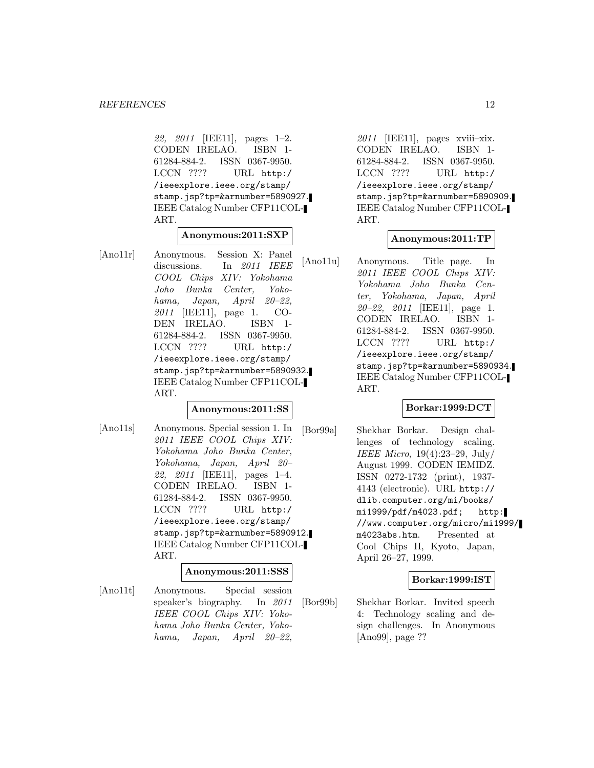*22, 2011* [IEE11], pages 1–2. CODEN IRELAO. ISBN 1-61284-884-2. ISSN 0367-9950. LCCN ???? URL http://ieeexplore.ieee.org/stamp/stamp.jsp?tp=&arnumber=5890927. IEEE Catalog Number CFP11COL-ART.

**Anonymous:2011:SXP**

[Ano11r] Anonymous. Session X: Panel discussions. In *2011 IEEE COOL Chips XIV: Yokohama Joho Bunka Center, Yokohama, Japan, April 20–22, 2011* [IEE11], page 1. CODEN IRELAO. ISBN 1-61284-884-2. ISSN 0367-9950. LCCN ???? URL http://ieeexplore.ieee.org/stamp/stamp.jsp?tp=&arnumber=5890932. IEEE Catalog Number CFP11COL-ART.

**Anonymous:2011:SS**

[Ano11s] Anonymous. Special session 1. In *2011 IEEE COOL Chips XIV: Yokohama Joho Bunka Center, Yokohama, Japan, April 20–22, 2011* [IEE11], pages 1–4. CODEN IRELAO. ISBN 1-61284-884-2. ISSN 0367-9950. LCCN ???? URL http://ieeexplore.ieee.org/stamp/stamp.jsp?tp=&arnumber=5890912. IEEE Catalog Number CFP11COL-ART.

**Anonymous:2011:SSS**

[Ano11t] Anonymous. Special session speaker's biography. In *2011 IEEE COOL Chips XIV: Yokohama Joho Bunka Center, Yokohama, Japan, April 20–22, 2011* [IEE11], pages xviii–xix. CODEN IRELAO. ISBN 1-61284-884-2. ISSN 0367-9950. LCCN ???? URL http://ieeexplore.ieee.org/stamp/stamp.jsp?tp=&arnumber=5890909. IEEE Catalog Number CFP11COL-ART.

**Anonymous:2011:TP**

[Ano11u] Anonymous. Title page. In *2011 IEEE COOL Chips XIV: Yokohama Joho Bunka Center, Yokohama, Japan, April 20–22, 2011* [IEE11], page 1. CODEN IRELAO. ISBN 1-61284-884-2. ISSN 0367-9950. LCCN ???? URL http://ieeexplore.ieee.org/stamp/stamp.jsp?tp=&arnumber=5890934. IEEE Catalog Number CFP11COL-ART.

**Borkar:1999:DCT**

[Bor99a] Shekhar Borkar. Design challenges of technology scaling. *IEEE Micro*, 19(4):23–29, July/August 1999. CODEN IEMIDZ. ISSN 0272-1732 (print), 1937-4143 (electronic). URL http://dlib.computer.org/mi/books/mi1999/pdf/m4023.pdf; http://www.computer.org/micro/mi1999/m4023abs.htm. Presented at Cool Chips II, Kyoto, Japan, April 26–27, 1999.

**Borkar:1999:IST**

[Bor99b] Shekhar Borkar. Invited speech 4: Technology scaling and design challenges. In Anonymous [Ano99], page ??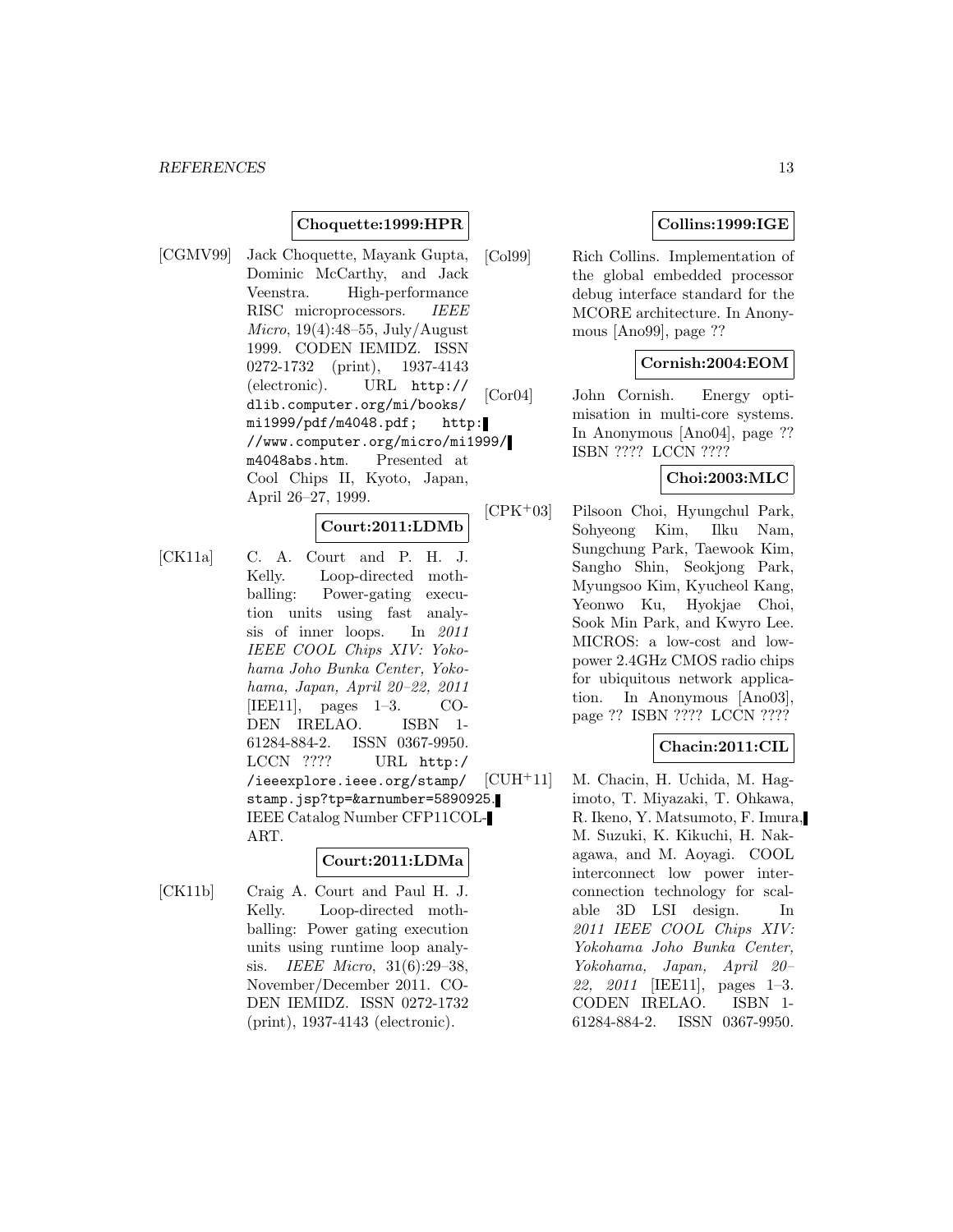**Choquette:1999:HPR**

[CGMV99] Jack Choquette, Mayank Gupta, Dominic McCarthy, and Jack Veenstra. High-performance RISC microprocessors. *IEEE Micro*, 19(4):48–55, July/August 1999. CODEN IEMIDZ. ISSN 0272-1732 (print), 1937-4143 (electronic). URL `http://dlib.computer.org/mi/books/mi1999/pdf/m4048.pdf`; `http://www.computer.org/micro/mi1999/m4048abs.htm`. Presented at Cool Chips II, Kyoto, Japan, April 26–27, 1999.

**Court:2011:LDMb**

[CK11a] C. A. Court and P. H. J. Kelly. Loop-directed mothballing: Power-gating execution units using fast analysis of inner loops. In *2011 IEEE COOL Chips XIV: Yokohama Joho Bunka Center, Yokohama, Japan, April 20–22, 2011* [IEE11], pages 1–3. CODEN IRELAO. ISBN 1-61284-884-2. ISSN 0367-9950. LCCN ???? URL `http://ieeexplore.ieee.org/stamp/stamp.jsp?tp=&arnumber=5890925`. IEEE Catalog Number CFP11COL-ART.

**Court:2011:LDMa**

[CK11b] Craig A. Court and Paul H. J. Kelly. Loop-directed mothballing: Power gating execution units using runtime loop analysis. *IEEE Micro*, 31(6):29–38, November/December 2011. CODEN IEMIDZ. ISSN 0272-1732 (print), 1937-4143 (electronic).

**Collins:1999:IGE**

[Col99] Rich Collins. Implementation of the global embedded processor debug interface standard for the MCORE architecture. In Anonymous [Ano99], page ??

**Cornish:2004:EOM**

[Cor04] John Cornish. Energy optimisation in multi-core systems. In Anonymous [Ano04], page ?? ISBN ???? LCCN ????

**Choi:2003:MLC**

[CPK+03] Pilsoon Choi, Hyungchul Park, Sohyeong Kim, Ilku Nam, Sungchung Park, Taewook Kim, Sangho Shin, Seokjong Park, Myungsoo Kim, Kyucheol Kang, Yeonwo Ku, Hyokjae Choi, Sook Min Park, and Kwyro Lee. MICROS: a low-cost and low-power 2.4GHz CMOS radio chips for ubiquitous network application. In Anonymous [Ano03], page ?? ISBN ???? LCCN ????

**Chacin:2011:CIL**

[CUH+11] M. Chacin, H. Uchida, M. Hagimoto, T. Miyazaki, T. Ohkawa, R. Ikeno, Y. Matsumoto, F. Imura, M. Suzuki, K. Kikuchi, H. Nakagawa, and M. Aoyagi. COOL interconnect low power interconnection technology for scalable 3D LSI design. In *2011 IEEE COOL Chips XIV: Yokohama Joho Bunka Center, Yokohama, Japan, April 20–22, 2011* [IEE11], pages 1–3. CODEN IRELAO. ISBN 1-61284-884-2. ISSN 0367-9950.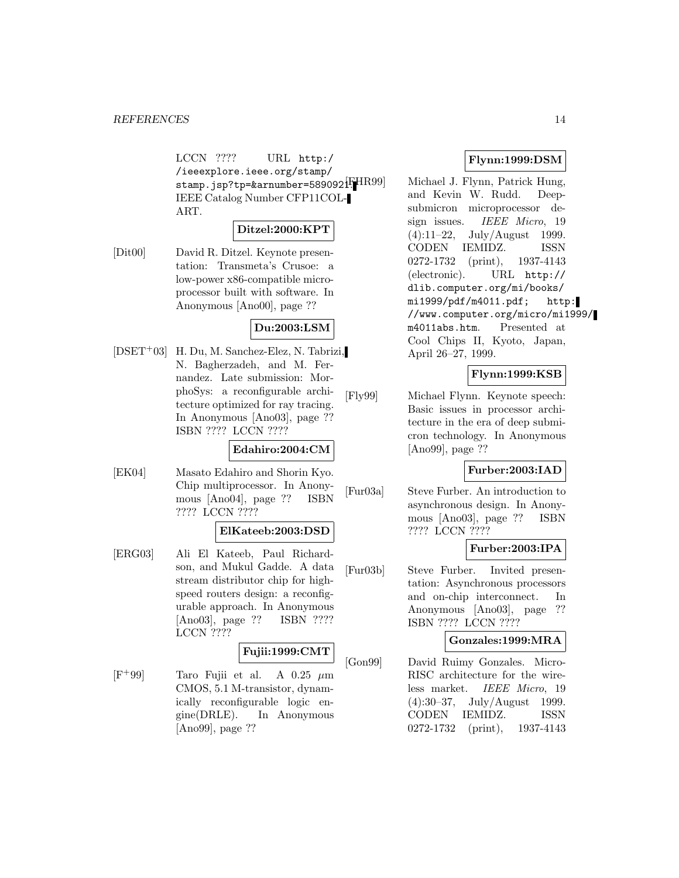LCCN ???? URL http://ieeexplore.ieee.org/stamp/stamp.jsp?tp=&arnumber=5890921. IEEE Catalog Number CFP11COL-ART.

**Ditzel:2000:KPT**

[Dit00] David R. Ditzel. Keynote presentation: Transmeta's Crusoe: a low-power x86-compatible microprocessor built with software. In Anonymous [Ano00], page ??

**Du:2003:LSM**

[DSET+03] H. Du, M. Sanchez-Elez, N. Tabrizi, N. Bagherzadeh, and M. Fernandez. Late submission: MorphoSys: a reconfigurable architecture optimized for ray tracing. In Anonymous [Ano03], page ?? ISBN ???? LCCN ????

**Edahiro:2004:CM**

[EK04] Masato Edahiro and Shorin Kyo. Chip multiprocessor. In Anonymous [Ano04], page ?? ISBN ???? LCCN ????

**ElKateeb:2003:DSD**

[ERG03] Ali El Kateeb, Paul Richardson, and Mukul Gadde. A data stream distributor chip for high-speed routers design: a reconfigurable approach. In Anonymous [Ano03], page ?? ISBN ???? LCCN ????

**Fujii:1999:CMT**

[F+99] Taro Fujii et al. A 0.25 $\mu$m CMOS, 5.1 M-transistor, dynamically reconfigurable logic engine(DRLE). In Anonymous [Ano99], page ??

**Flynn:1999:DSM**

[FHR99] Michael J. Flynn, Patrick Hung, and Kevin W. Rudd. Deep-submicron microprocessor design issues. *IEEE Micro*, 19 (4):11–22, July/August 1999. CODEN IEMIDZ. ISSN 0272-1732 (print), 1937-4143 (electronic). URL http://dlib.computer.org/mi/books/mi1999/pdf/m4011.pdf; http://www.computer.org/micro/mi1999/m4011abs.htm. Presented at Cool Chips II, Kyoto, Japan, April 26–27, 1999.

**Flynn:1999:KSB**

[Fly99] Michael Flynn. Keynote speech: Basic issues in processor architecture in the era of deep submicron technology. In Anonymous [Ano99], page ??

**Furber:2003:IAD**

[Fur03a] Steve Furber. An introduction to asynchronous design. In Anonymous [Ano03], page ?? ISBN ???? LCCN ????

**Furber:2003:IPA**

[Fur03b] Steve Furber. Invited presentation: Asynchronous processors and on-chip interconnect. In Anonymous [Ano03], page ?? ISBN ???? LCCN ????

**Gonzales:1999:MRA**

[Gon99] David Ruimy Gonzales. Micro-RISC architecture for the wireless market. *IEEE Micro*, 19 (4):30–37, July/August 1999. CODEN IEMIDZ. ISSN 0272-1732 (print), 1937-4143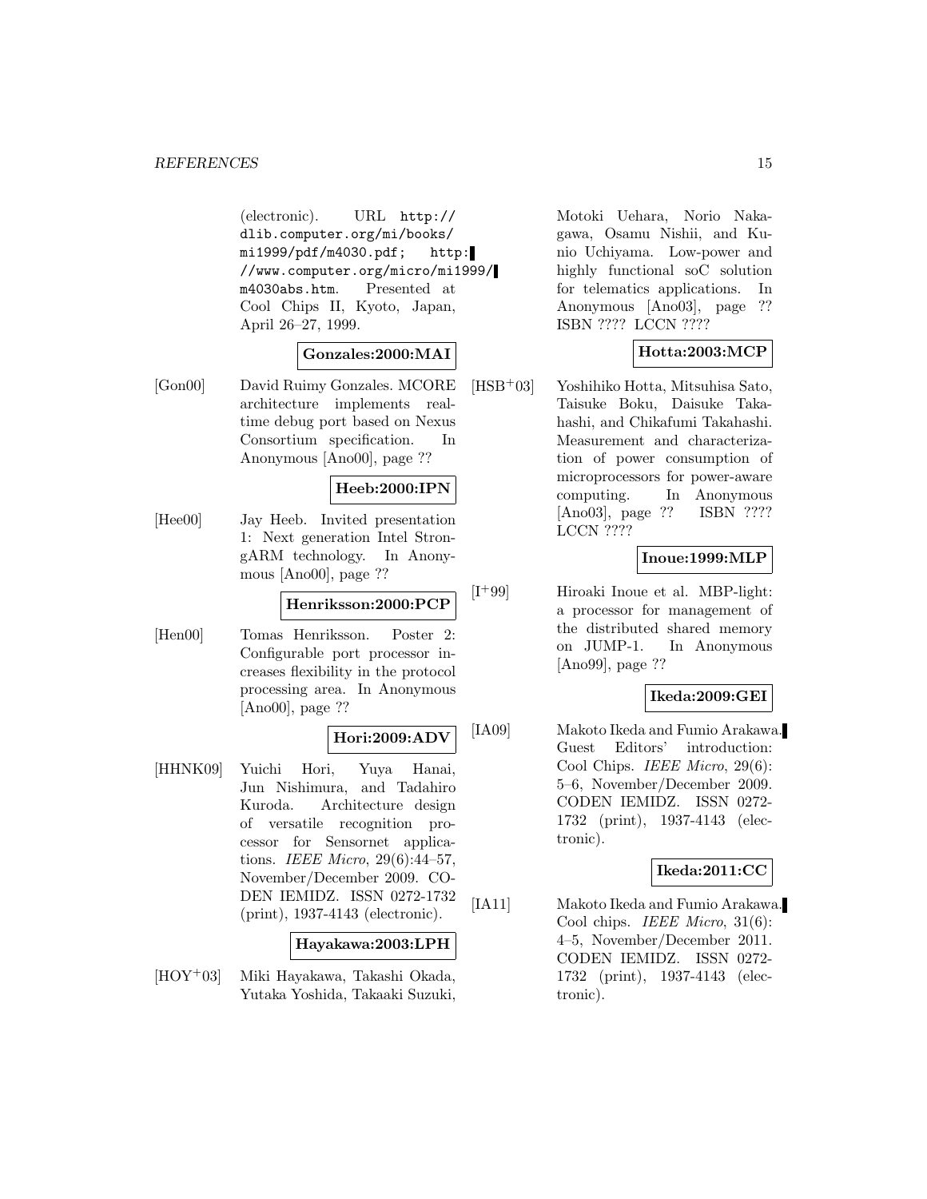(electronic). URL http://dlib.computer.org/mi/books/mi1999/pdf/m4030.pdf; http://www.computer.org/micro/mi1999/m4030abs.htm. Presented at Cool Chips II, Kyoto, Japan, April 26–27, 1999.

**Gonzales:2000:MAI**

[Gon00] David Ruimy Gonzales. MCORE architecture implements real-time debug port based on Nexus Consortium specification. In Anonymous [Ano00], page ??

**Heeb:2000:IPN**

[Hee00] Jay Heeb. Invited presentation 1: Next generation Intel StrongARM technology. In Anonymous [Ano00], page ??

**Henriksson:2000:PCP**

[Hen00] Tomas Henriksson. Poster 2: Configurable port processor increases flexibility in the protocol processing area. In Anonymous [Ano00], page ??

**Hori:2009:ADV**

[HHNK09] Yuichi Hori, Yuya Hanai, Jun Nishimura, and Tadahiro Kuroda. Architecture design of versatile recognition processor for Sensornet applications. *IEEE Micro*, 29(6):44–57, November/December 2009. CODEN IEMIDZ. ISSN 0272-1732 (print), 1937-4143 (electronic).

**Hayakawa:2003:LPH**

[HOY+03] Miki Hayakawa, Takashi Okada, Yutaka Yoshida, Takaaki Suzuki, Motoki Uehara, Norio Nakagawa, Osamu Nishii, and Kunio Uchiyama. Low-power and highly functional soC solution for telematics applications. In Anonymous [Ano03], page ?? ISBN ???? LCCN ????

**Hotta:2003:MCP**

[HSB+03] Yoshihiko Hotta, Mitsuhisa Sato, Taisuke Boku, Daisuke Takahashi, and Chikafumi Takahashi. Measurement and characterization of power consumption of microprocessors for power-aware computing. In Anonymous [Ano03], page ?? ISBN ???? LCCN ????

**Inoue:1999:MLP**

[I+99] Hiroaki Inoue et al. MBP-light: a processor for management of the distributed shared memory on JUMP-1. In Anonymous [Ano99], page ??

**Ikeda:2009:GEI**

[IA09] Makoto Ikeda and Fumio Arakawa. Guest Editors' introduction: Cool Chips. *IEEE Micro*, 29(6): 5–6, November/December 2009. CODEN IEMIDZ. ISSN 0272-1732 (print), 1937-4143 (electronic).

**Ikeda:2011:CC**

[IA11] Makoto Ikeda and Fumio Arakawa. Cool chips. *IEEE Micro*, 31(6): 4–5, November/December 2011. CODEN IEMIDZ. ISSN 0272-1732 (print), 1937-4143 (electronic).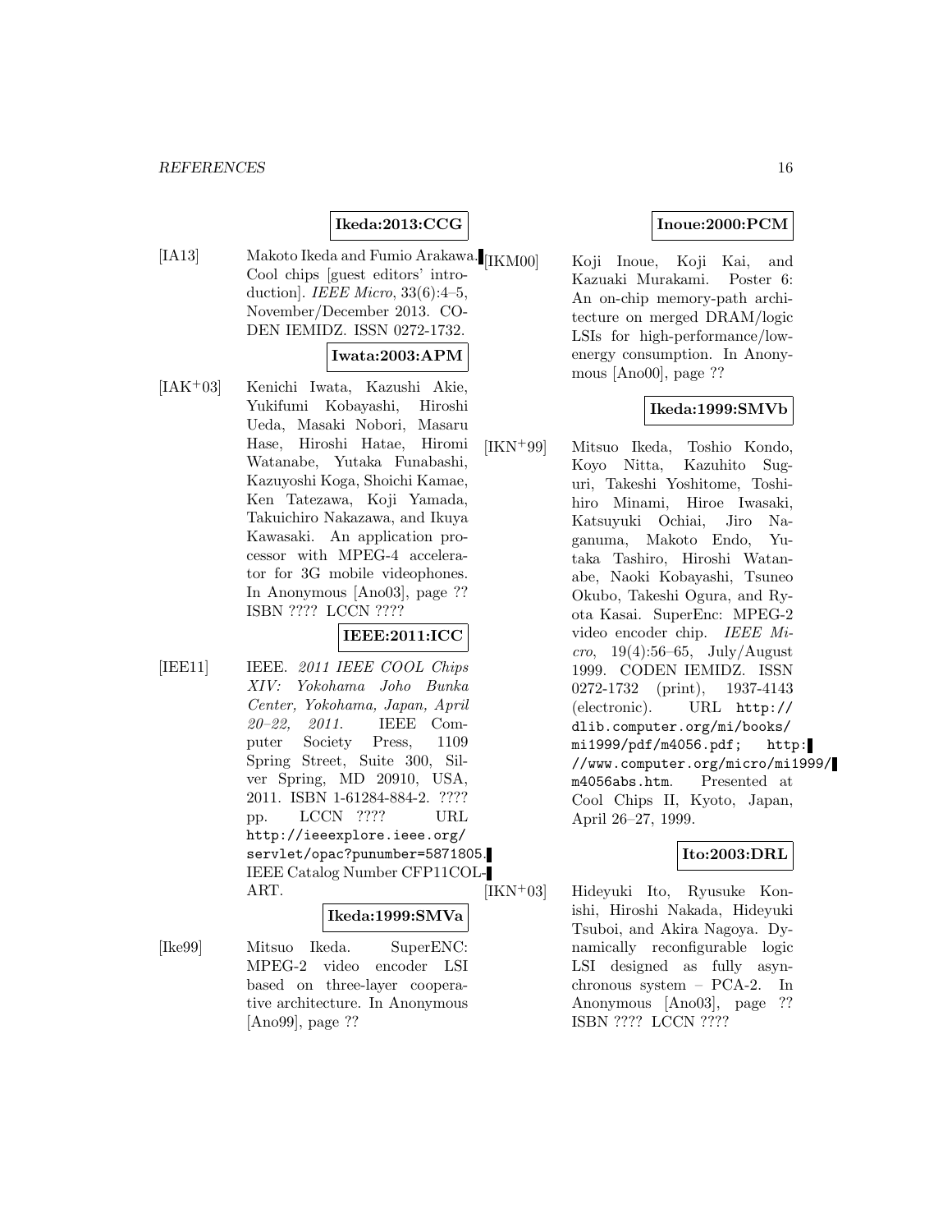**Ikeda:2013:CCG**

[IA13] Makoto Ikeda and Fumio Arakawa. Cool chips [guest editors' introduction]. *IEEE Micro*, 33(6):4–5, November/December 2013. CODEN IEMIDZ. ISSN 0272-1732.

**Iwata:2003:APM**

[IAK+03] Kenichi Iwata, Kazushi Akie, Yukifumi Kobayashi, Hiroshi Ueda, Masaki Nobori, Masaru Hase, Hiroshi Hatae, Hiromi Watanabe, Yutaka Funabashi, Kazuyoshi Koga, Shoichi Kamae, Ken Tatezawa, Koji Yamada, Takuichiro Nakazawa, and Ikuya Kawasaki. An application processor with MPEG-4 accelerator for 3G mobile videophones. In Anonymous [Ano03], page ?? ISBN ???? LCCN ????

**IEEE:2011:ICC**

[IEE11] IEEE. *2011 IEEE COOL Chips XIV: Yokohama Joho Bunka Center, Yokohama, Japan, April 20–22, 2011*. IEEE Computer Society Press, 1109 Spring Street, Suite 300, Silver Spring, MD 20910, USA, 2011. ISBN 1-61284-884-2. ???? pp. LCCN ???? URL http://ieeexplore.ieee.org/servlet/opac?punumber=5871805. IEEE Catalog Number CFP11COL-ART.

**Ikeda:1999:SMVa**

[Ike99] Mitsuo Ikeda. SuperENC: MPEG-2 video encoder LSI based on three-layer cooperative architecture. In Anonymous [Ano99], page ??

**Inoue:2000:PCM**

[IKM00] Koji Inoue, Koji Kai, and Kazuaki Murakami. Poster 6: An on-chip memory-path architecture on merged DRAM/logic LSIs for high-performance/low-energy consumption. In Anonymous [Ano00], page ??

**Ikeda:1999:SMVb**

[IKN+99] Mitsuo Ikeda, Toshio Kondo, Koyo Nitta, Kazuhito Suguri, Takeshi Yoshitome, Toshihiro Minami, Hiroe Iwasaki, Katsuyuki Ochiai, Jiro Naganuma, Makoto Endo, Yutaka Tashiro, Hiroshi Watanabe, Naoki Kobayashi, Tsuneo Okubo, Takeshi Ogura, and Ryota Kasai. SuperEnc: MPEG-2 video encoder chip. *IEEE Micro*, 19(4):56–65, July/August 1999. CODEN IEMIDZ. ISSN 0272-1732 (print), 1937-4143 (electronic). URL http://dlib.computer.org/mi/books/mi1999/pdf/m4056.pdf; http://www.computer.org/micro/mi1999/m4056abs.htm. Presented at Cool Chips II, Kyoto, Japan, April 26–27, 1999.

**Ito:2003:DRL**

[IKN+03] Hideyuki Ito, Ryusuke Konishi, Hiroshi Nakada, Hideyuki Tsuboi, and Akira Nagoya. Dynamically reconfigurable logic LSI designed as fully asynchronous system – PCA-2. In Anonymous [Ano03], page ?? ISBN ???? LCCN ????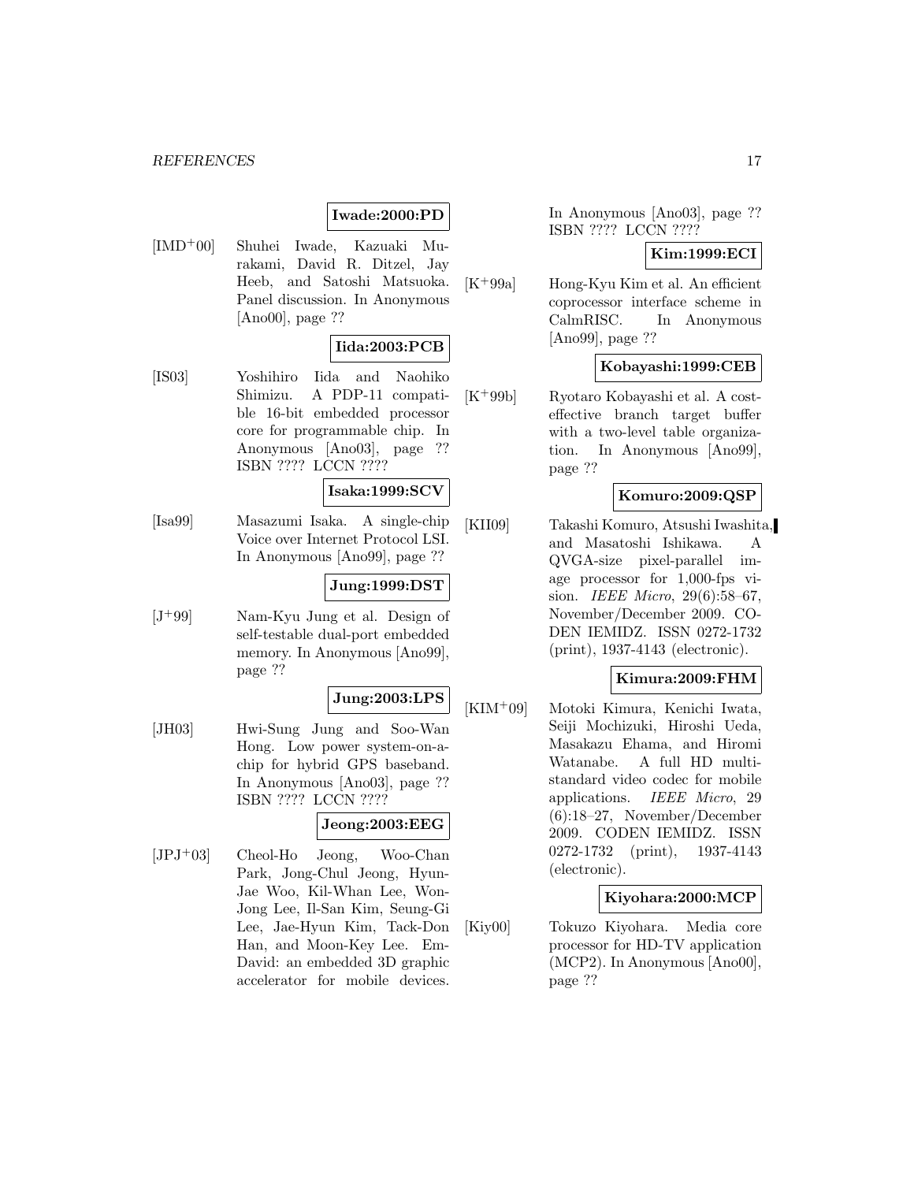**Iwade:2000:PD**

[IMD+00] Shuhei Iwade, Kazuaki Murakami, David R. Ditzel, Jay Heeb, and Satoshi Matsuoka. Panel discussion. In Anonymous [Ano00], page ??

**Iida:2003:PCB**

[IS03] Yoshihiro Iida and Naohiko Shimizu. A PDP-11 compatible 16-bit embedded processor core for programmable chip. In Anonymous [Ano03], page ?? ISBN ???? LCCN ????

**Isaka:1999:SCV**

[Isa99] Masazumi Isaka. A single-chip Voice over Internet Protocol LSI. In Anonymous [Ano99], page ??

**Jung:1999:DST**

[J+99] Nam-Kyu Jung et al. Design of self-testable dual-port embedded memory. In Anonymous [Ano99], page ??

**Jung:2003:LPS**

[JH03] Hwi-Sung Jung and Soo-Wan Hong. Low power system-on-a-chip for hybrid GPS baseband. In Anonymous [Ano03], page ?? ISBN ???? LCCN ????

**Jeong:2003:EEG**

[JPJ+03] Cheol-Ho Jeong, Woo-Chan Park, Jong-Chul Jeong, Hyun-Jae Woo, Kil-Whan Lee, Won-Jong Lee, Il-San Kim, Seung-Gi Lee, Jae-Hyun Kim, Tack-Don Han, and Moon-Key Lee. Em-David: an embedded 3D graphic accelerator for mobile devices. In Anonymous [Ano03], page ?? ISBN ???? LCCN ????

**Kim:1999:ECI**

[K+99a] Hong-Kyu Kim et al. An efficient coprocessor interface scheme in CalmRISC. In Anonymous [Ano99], page ??

**Kobayashi:1999:CEB**

[K+99b] Ryotaro Kobayashi et al. A cost-effective branch target buffer with a two-level table organization. In Anonymous [Ano99], page ??

**Komuro:2009:QSP**

[KII09] Takashi Komuro, Atsushi Iwashita, and Masatoshi Ishikawa. A QVGA-size pixel-parallel image processor for 1,000-fps vision. *IEEE Micro*, 29(6):58–67, November/December 2009. CODEN IEMIDZ. ISSN 0272-1732 (print), 1937-4143 (electronic).

**Kimura:2009:FHM**

[KIM+09] Motoki Kimura, Kenichi Iwata, Seiji Mochizuki, Hiroshi Ueda, Masakazu Ehama, and Hiromi Watanabe. A full HD multi-standard video codec for mobile applications. *IEEE Micro*, 29 (6):18–27, November/December 2009. CODEN IEMIDZ. ISSN 0272-1732 (print), 1937-4143 (electronic).

**Kiyohara:2000:MCP**

[Kiy00] Tokuzo Kiyohara. Media core processor for HD-TV application (MCP2). In Anonymous [Ano00], page ??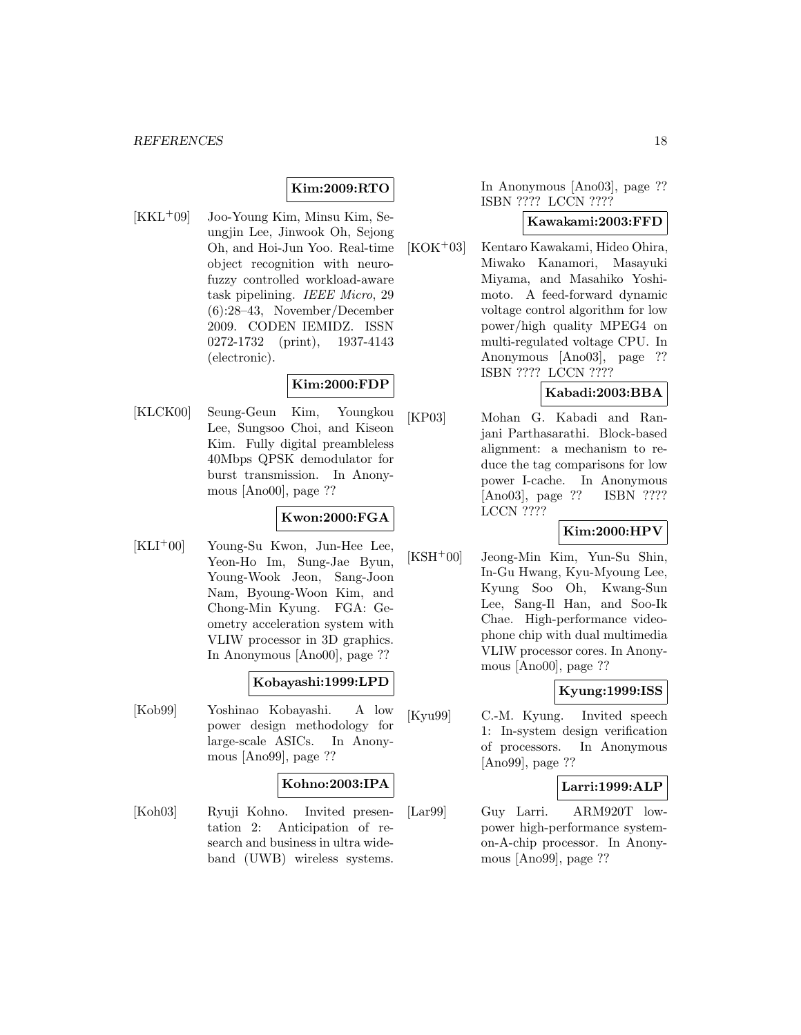**Kim:2009:RTO**

[KKL+09] Joo-Young Kim, Minsu Kim, Seungjin Lee, Jinwook Oh, Sejong Oh, and Hoi-Jun Yoo. Real-time object recognition with neuro-fuzzy controlled workload-aware task pipelining. *IEEE Micro*, 29 (6):28–43, November/December 2009. CODEN IEMIDZ. ISSN 0272-1732 (print), 1937-4143 (electronic).

**Kim:2000:FDP**

[KLCK00] Seung-Geun Kim, Youngkou Lee, Sungsoo Choi, and Kiseon Kim. Fully digital preambleless 40Mbps QPSK demodulator for burst transmission. In Anonymous [Ano00], page ??

**Kwon:2000:FGA**

[KLI+00] Young-Su Kwon, Jun-Hee Lee, Yeon-Ho Im, Sung-Jae Byun, Young-Wook Jeon, Sang-Joon Nam, Byoung-Woon Kim, and Chong-Min Kyung. FGA: Geometry acceleration system with VLIW processor in 3D graphics. In Anonymous [Ano00], page ??

**Kobayashi:1999:LPD**

[Kob99] Yoshinao Kobayashi. A low power design methodology for large-scale ASICs. In Anonymous [Ano99], page ??

**Kohno:2003:IPA**

[Koh03] Ryuji Kohno. Invited presentation 2: Anticipation of research and business in ultra wideband (UWB) wireless systems. In Anonymous [Ano03], page ?? ISBN ???? LCCN ????

**Kawakami:2003:FFD**

[KOK+03] Kentaro Kawakami, Hideo Ohira, Miwako Kanamori, Masayuki Miyama, and Masahiko Yoshimoto. A feed-forward dynamic voltage control algorithm for low power/high quality MPEG4 on multi-regulated voltage CPU. In Anonymous [Ano03], page ?? ISBN ???? LCCN ????

**Kabadi:2003:BBA**

[KP03] Mohan G. Kabadi and Ranjani Parthasarathi. Block-based alignment: a mechanism to reduce the tag comparisons for low power I-cache. In Anonymous [Ano03], page ?? ISBN ???? LCCN ????

**Kim:2000:HPV**

[KSH+00] Jeong-Min Kim, Yun-Su Shin, In-Gu Hwang, Kyu-Myoung Lee, Kyung Soo Oh, Kwang-Sun Lee, Sang-Il Han, and Soo-Ik Chae. High-performance videophone chip with dual multimedia VLIW processor cores. In Anonymous [Ano00], page ??

**Kyung:1999:ISS**

[Kyu99] C.-M. Kyung. Invited speech 1: In-system design verification of processors. In Anonymous [Ano99], page ??

**Larri:1999:ALP**

[Lar99] Guy Larri. ARM920T low-power high-performance system-on-A-chip processor. In Anonymous [Ano99], page ??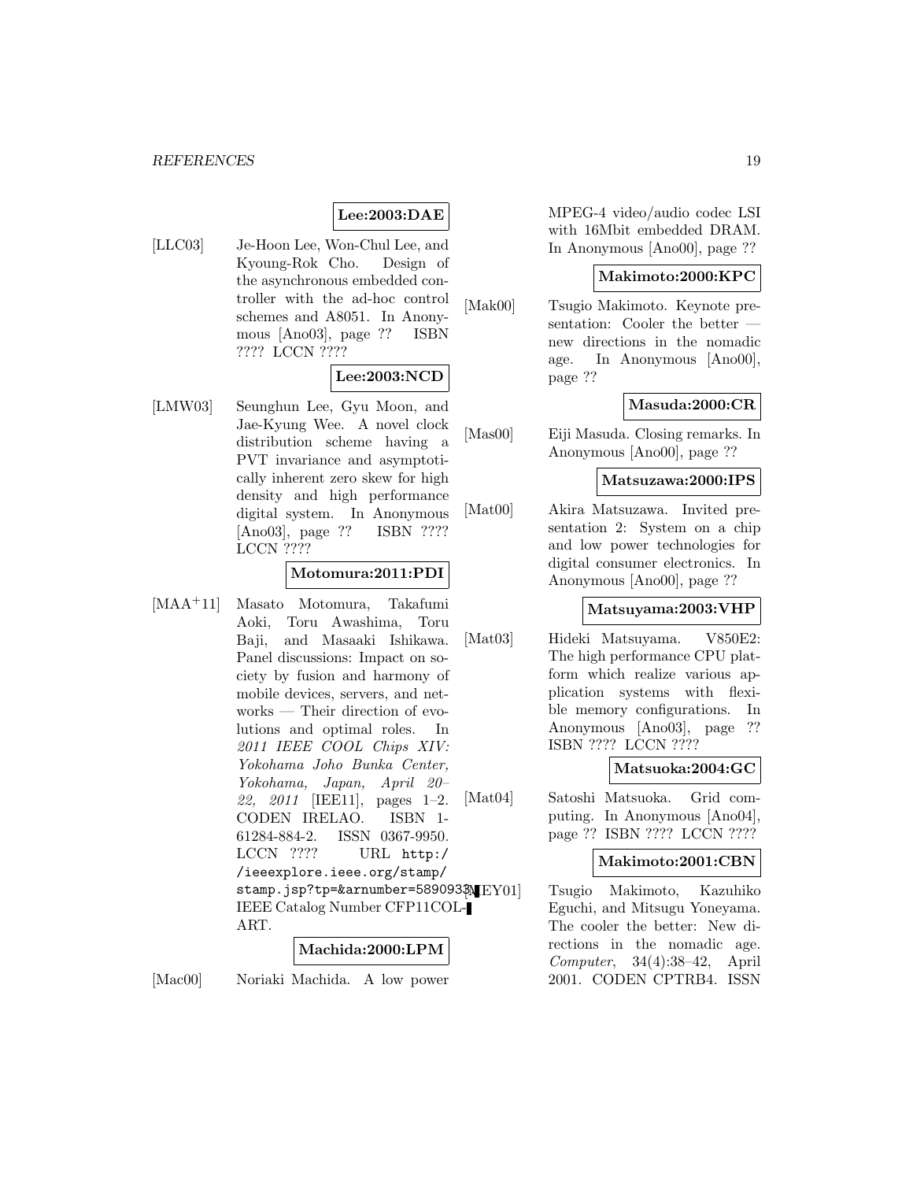**Lee:2003:DAE**

[LLC03] Je-Hoon Lee, Won-Chul Lee, and Kyoung-Rok Cho. Design of the asynchronous embedded controller with the ad-hoc control schemes and A8051. In Anonymous [Ano03], page ?? ISBN ???? LCCN ????

**Lee:2003:NCD**

[LMW03] Seunghun Lee, Gyu Moon, and Jae-Kyung Wee. A novel clock distribution scheme having a PVT invariance and asymptotically inherent zero skew for high density and high performance digital system. In Anonymous [Ano03], page ?? ISBN ???? LCCN ????

**Motomura:2011:PDI**

[MAA+11] Masato Motomura, Takafumi Aoki, Toru Awashima, Toru Baji, and Masaaki Ishikawa. Panel discussions: Impact on society by fusion and harmony of mobile devices, servers, and networks — Their direction of evolutions and optimal roles. In *2011 IEEE COOL Chips XIV: Yokohama Joho Bunka Center, Yokohama, Japan, April 20–22, 2011* [IEE11], pages 1–2. CODEN IRELAO. ISBN 1-61284-884-2. ISSN 0367-9950. LCCN ???? URL `http://ieeexplore.ieee.org/stamp/stamp.jsp?tp=&arnumber=5890933`. IEEE Catalog Number CFP11COL-ART.

**Machida:2000:LPM**

[Mac00] Noriaki Machida. A low power MPEG-4 video/audio codec LSI with 16Mbit embedded DRAM. In Anonymous [Ano00], page ??

**Makimoto:2000:KPC**

[Mak00] Tsugio Makimoto. Keynote presentation: Cooler the better — new directions in the nomadic age. In Anonymous [Ano00], page ??

**Masuda:2000:CR**

[Mas00] Eiji Masuda. Closing remarks. In Anonymous [Ano00], page ??

**Matsuzawa:2000:IPS**

[Mat00] Akira Matsuzawa. Invited presentation 2: System on a chip and low power technologies for digital consumer electronics. In Anonymous [Ano00], page ??

**Matsuyama:2003:VHP**

[Mat03] Hideki Matsuyama. V850E2: The high performance CPU platform which realize various application systems with flexible memory configurations. In Anonymous [Ano03], page ?? ISBN ???? LCCN ????

**Matsuoka:2004:GC**

[Mat04] Satoshi Matsuoka. Grid computing. In Anonymous [Ano04], page ?? ISBN ???? LCCN ????

**Makimoto:2001:CBN**

[MEY01] Tsugio Makimoto, Kazuhiko Eguchi, and Mitsugu Yoneyama. The cooler the better: New directions in the nomadic age. *Computer*, 34(4):38–42, April 2001. CODEN CPTRB4. ISSN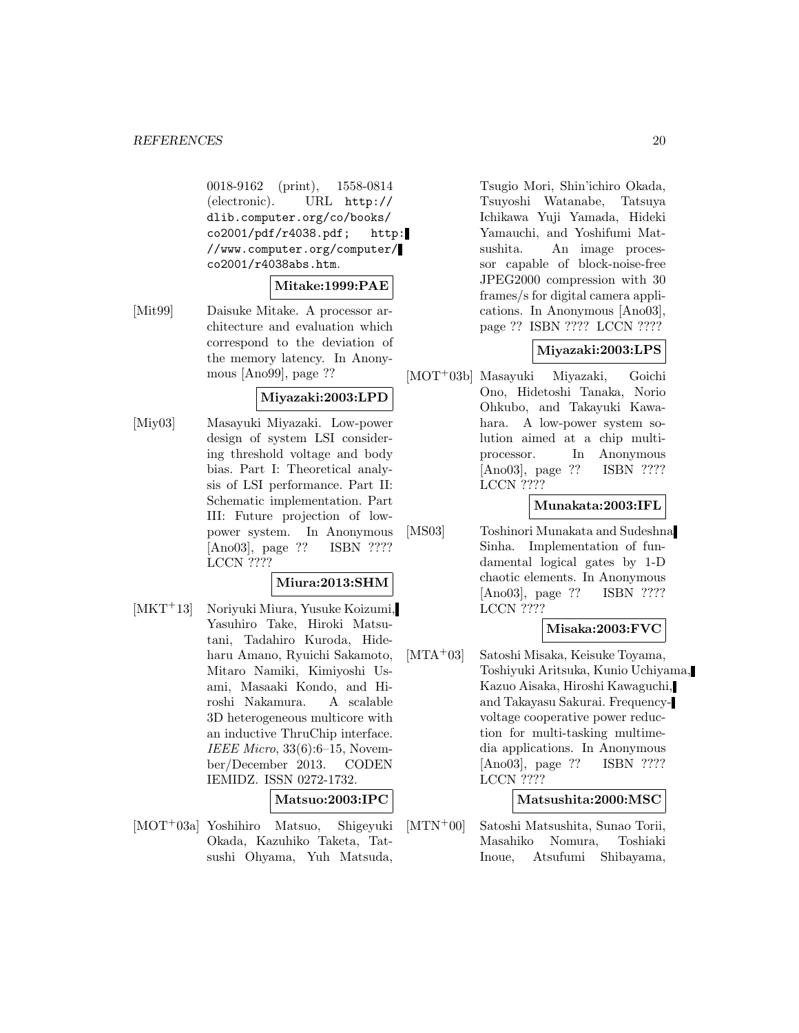0018-9162 (print), 1558-0814 (electronic). URL http://dlib.computer.org/co/books/co2001/pdf/r4038.pdf; http://www.computer.org/computer/co2001/r4038abs.htm.

**Mitake:1999:PAE**

[Mit99] Daisuke Mitake. A processor architecture and evaluation which correspond to the deviation of the memory latency. In Anonymous [Ano99], page ??

**Miyazaki:2003:LPD**

[Miy03] Masayuki Miyazaki. Low-power design of system LSI considering threshold voltage and body bias. Part I: Theoretical analysis of LSI performance. Part II: Schematic implementation. Part III: Future projection of low-power system. In Anonymous [Ano03], page ?? ISBN ???? LCCN ????

**Miura:2013:SHM**

[MKT+13] Noriyuki Miura, Yusuke Koizumi, Yasuhiro Take, Hiroki Matsutani, Tadahiro Kuroda, Hideharu Amano, Ryuichi Sakamoto, Mitaro Namiki, Kimiyoshi Usami, Masaaki Kondo, and Hiroshi Nakamura. A scalable 3D heterogeneous multicore with an inductive ThruChip interface. *IEEE Micro*, 33(6):6–15, November/December 2013. CODEN IEMIDZ. ISSN 0272-1732.

**Matsuo:2003:IPC**

[MOT+03a] Yoshihiro Matsuo, Shigeyuki Okada, Kazuhiko Taketa, Tatsushi Ohyama, Yuh Matsuda, Tsugio Mori, Shin'ichiro Okada, Tsuyoshi Watanabe, Tatsuya Ichikawa Yuji Yamada, Hideki Yamauchi, and Yoshifumi Matsushita. An image processor capable of block-noise-free JPEG2000 compression with 30 frames/s for digital camera applications. In Anonymous [Ano03], page ?? ISBN ???? LCCN ????

**Miyazaki:2003:LPS**

[MOT+03b] Masayuki Miyazaki, Goichi Ono, Hidetoshi Tanaka, Norio Ohkubo, and Takayuki Kawahara. A low-power system solution aimed at a chip multiprocessor. In Anonymous [Ano03], page ?? ISBN ???? LCCN ????

**Munakata:2003:IFL**

[MS03] Toshinori Munakata and Sudeshna Sinha. Implementation of fundamental logical gates by 1-D chaotic elements. In Anonymous [Ano03], page ?? ISBN ???? LCCN ????

**Misaka:2003:FVC**

[MTA+03] Satoshi Misaka, Keisuke Toyama, Toshiyuki Aritsuka, Kunio Uchiyama, Kazuo Aisaka, Hiroshi Kawaguchi, and Takayasu Sakurai. Frequency-voltage cooperative power reduction for multi-tasking multimedia applications. In Anonymous [Ano03], page ?? ISBN ???? LCCN ????

**Matsushita:2000:MSC**

[MTN+00] Satoshi Matsushita, Sunao Torii, Masahiko Nomura, Toshiaki Inoue, Atsufumi Shibayama,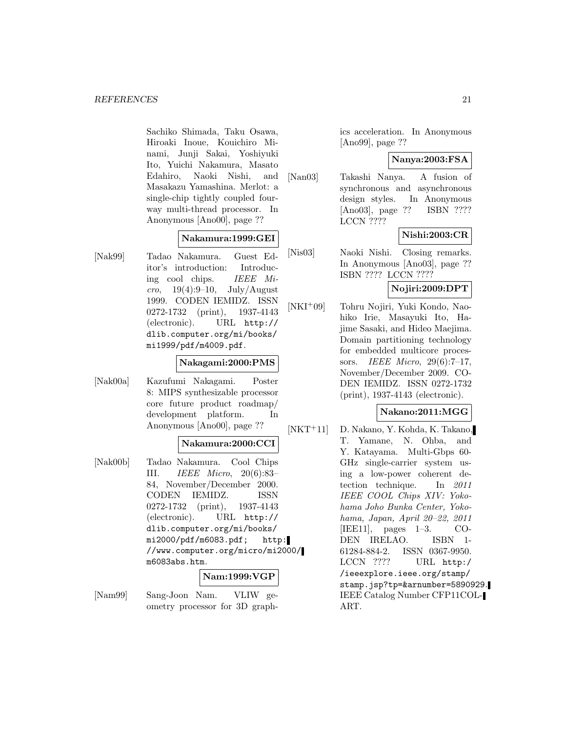Sachiko Shimada, Taku Osawa, Hiroaki Inoue, Kouichiro Minami, Junji Sakai, Yoshiyuki Ito, Yuichi Nakamura, Masato Edahiro, Naoki Nishi, and Masakazu Yamashina. Merlot: a single-chip tightly coupled four-way multi-thread processor. In Anonymous [Ano00], page ??

**Nakamura:1999:GEI**

[Nak99] Tadao Nakamura. Guest Editor's introduction: Introducing cool chips. *IEEE Micro*, 19(4):9–10, July/August 1999. CODEN IEMIDZ. ISSN 0272-1732 (print), 1937-4143 (electronic). URL http://dlib.computer.org/mi/books/mi1999/pdf/m4009.pdf.

**Nakagami:2000:PMS**

[Nak00a] Kazufumi Nakagami. Poster 8: MIPS synthesizable processor core future product roadmap/development platform. In Anonymous [Ano00], page ??

**Nakamura:2000:CCI**

[Nak00b] Tadao Nakamura. Cool Chips III. *IEEE Micro*, 20(6):83–84, November/December 2000. CODEN IEMIDZ. ISSN 0272-1732 (print), 1937-4143 (electronic). URL http://dlib.computer.org/mi/books/mi2000/pdf/m6083.pdf; http://www.computer.org/micro/mi2000/m6083abs.htm.

**Nam:1999:VGP**

[Nam99] Sang-Joon Nam. VLIW geometry processor for 3D graphics acceleration. In Anonymous [Ano99], page ??

**Nanya:2003:FSA**

[Nan03] Takashi Nanya. A fusion of synchronous and asynchronous design styles. In Anonymous [Ano03], page ?? ISBN ???? LCCN ????

**Nishi:2003:CR**

[Nis03] Naoki Nishi. Closing remarks. In Anonymous [Ano03], page ?? ISBN ???? LCCN ????

**Nojiri:2009:DPT**

[NKI+09] Tohru Nojiri, Yuki Kondo, Naohiko Irie, Masayuki Ito, Hajime Sasaki, and Hideo Maejima. Domain partitioning technology for embedded multicore processors. *IEEE Micro*, 29(6):7–17, November/December 2009. CODEN IEMIDZ. ISSN 0272-1732 (print), 1937-4143 (electronic).

**Nakano:2011:MGG**

[NKT+11] D. Nakano, Y. Kohda, K. Takano, T. Yamane, N. Ohba, and Y. Katayama. Multi-Gbps 60-GHz single-carrier system using a low-power coherent detection technique. In *2011 IEEE COOL Chips XIV: Yokohama Joho Bunka Center, Yokohama, Japan, April 20–22, 2011* [IEE11], pages 1–3. CODEN IRELAO. ISBN 1-61284-884-2. ISSN 0367-9950. LCCN ???? URL http://ieeexplore.ieee.org/stamp/stamp.jsp?tp=&arnumber=5890929. IEEE Catalog Number CFP11COL-ART.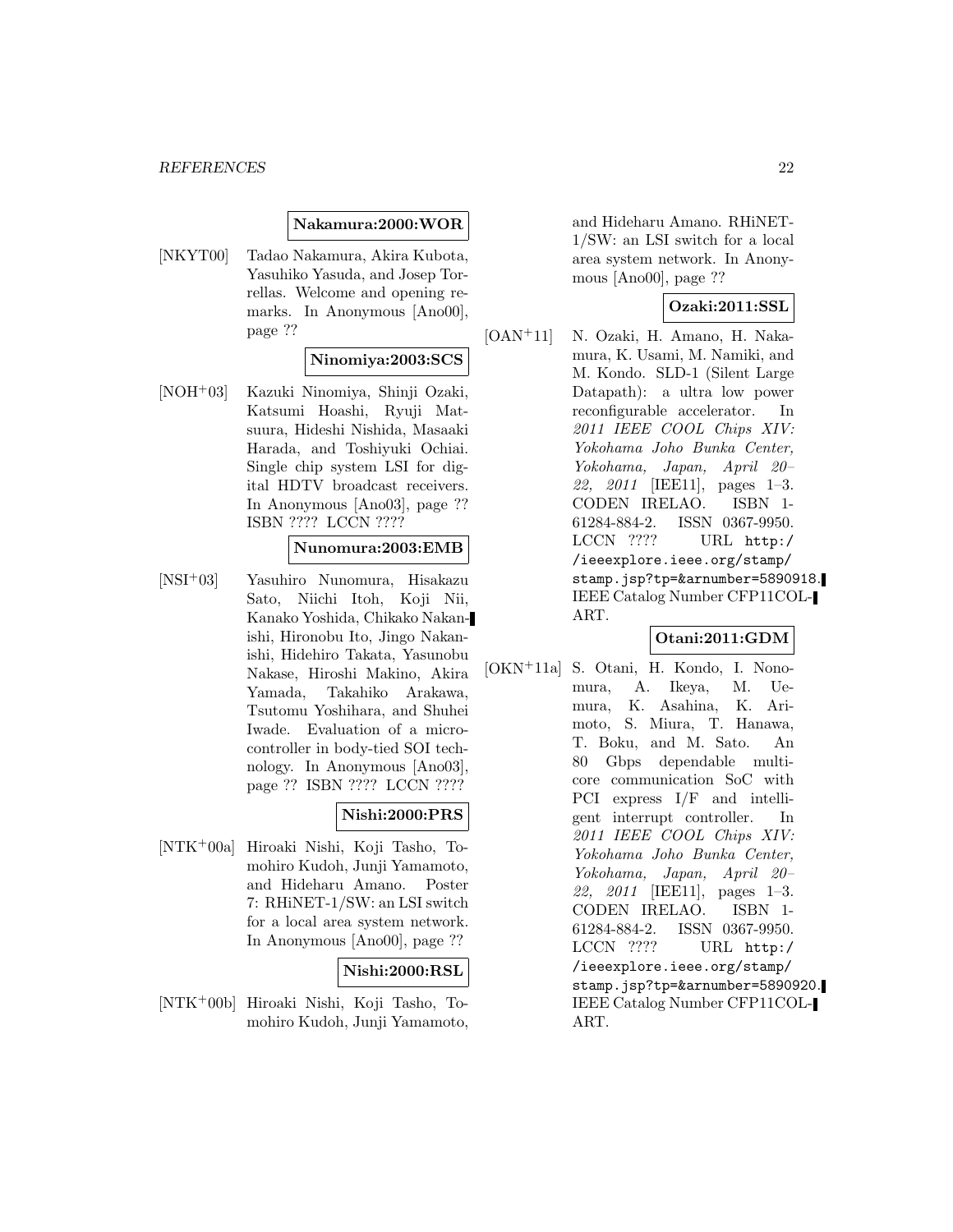**Nakamura:2000:WOR**

[NKYT00] Tadao Nakamura, Akira Kubota, Yasuhiko Yasuda, and Josep Torrellas. Welcome and opening remarks. In Anonymous [Ano00], page ??

**Ninomiya:2003:SCS**

[NOH+03] Kazuki Ninomiya, Shinji Ozaki, Katsumi Hoashi, Ryuji Matsuura, Hideshi Nishida, Masaaki Harada, and Toshiyuki Ochiai. Single chip system LSI for digital HDTV broadcast receivers. In Anonymous [Ano03], page ?? ISBN ???? LCCN ????

**Nunomura:2003:EMB**

[NSI+03] Yasuhiro Nunomura, Hisakazu Sato, Niichi Itoh, Koji Nii, Kanako Yoshida, Chikako Nakanishi, Hironobu Ito, Jingo Nakanishi, Hidehiro Takata, Yasunobu Nakase, Hiroshi Makino, Akira Yamada, Takahiko Arakawa, Tsutomu Yoshihara, and Shuhei Iwade. Evaluation of a microcontroller in body-tied SOI technology. In Anonymous [Ano03], page ?? ISBN ???? LCCN ????

**Nishi:2000:PRS**

[NTK+00a] Hiroaki Nishi, Koji Tasho, Tomohiro Kudoh, Junji Yamamoto, and Hideharu Amano. Poster 7: RHiNET-1/SW: an LSI switch for a local area system network. In Anonymous [Ano00], page ??

**Nishi:2000:RSL**

[NTK+00b] Hiroaki Nishi, Koji Tasho, Tomohiro Kudoh, Junji Yamamoto, and Hideharu Amano. RHiNET-1/SW: an LSI switch for a local area system network. In Anonymous [Ano00], page ??

**Ozaki:2011:SSL**

[OAN+11] N. Ozaki, H. Amano, H. Nakamura, K. Usami, M. Namiki, and M. Kondo. SLD-1 (Silent Large Datapath): a ultra low power reconfigurable accelerator. In *2011 IEEE COOL Chips XIV: Yokohama Joho Bunka Center, Yokohama, Japan, April 20–22, 2011* [IEE11], pages 1–3. CODEN IRELAO. ISBN 1-61284-884-2. ISSN 0367-9950. LCCN ???? URL http://ieeexplore.ieee.org/stamp/stamp.jsp?tp=&arnumber=5890918. IEEE Catalog Number CFP11COL-ART.

**Otani:2011:GDM**

[OKN+11a] S. Otani, H. Kondo, I. Nonomura, A. Ikeya, M. Uemura, K. Asahina, K. Arimoto, S. Miura, T. Hanawa, T. Boku, and M. Sato. An 80 Gbps dependable multicore communication SoC with PCI express I/F and intelligent interrupt controller. In *2011 IEEE COOL Chips XIV: Yokohama Joho Bunka Center, Yokohama, Japan, April 20–22, 2011* [IEE11], pages 1–3. CODEN IRELAO. ISBN 1-61284-884-2. ISSN 0367-9950. LCCN ???? URL http://ieeexplore.ieee.org/stamp/stamp.jsp?tp=&arnumber=5890920. IEEE Catalog Number CFP11COL-ART.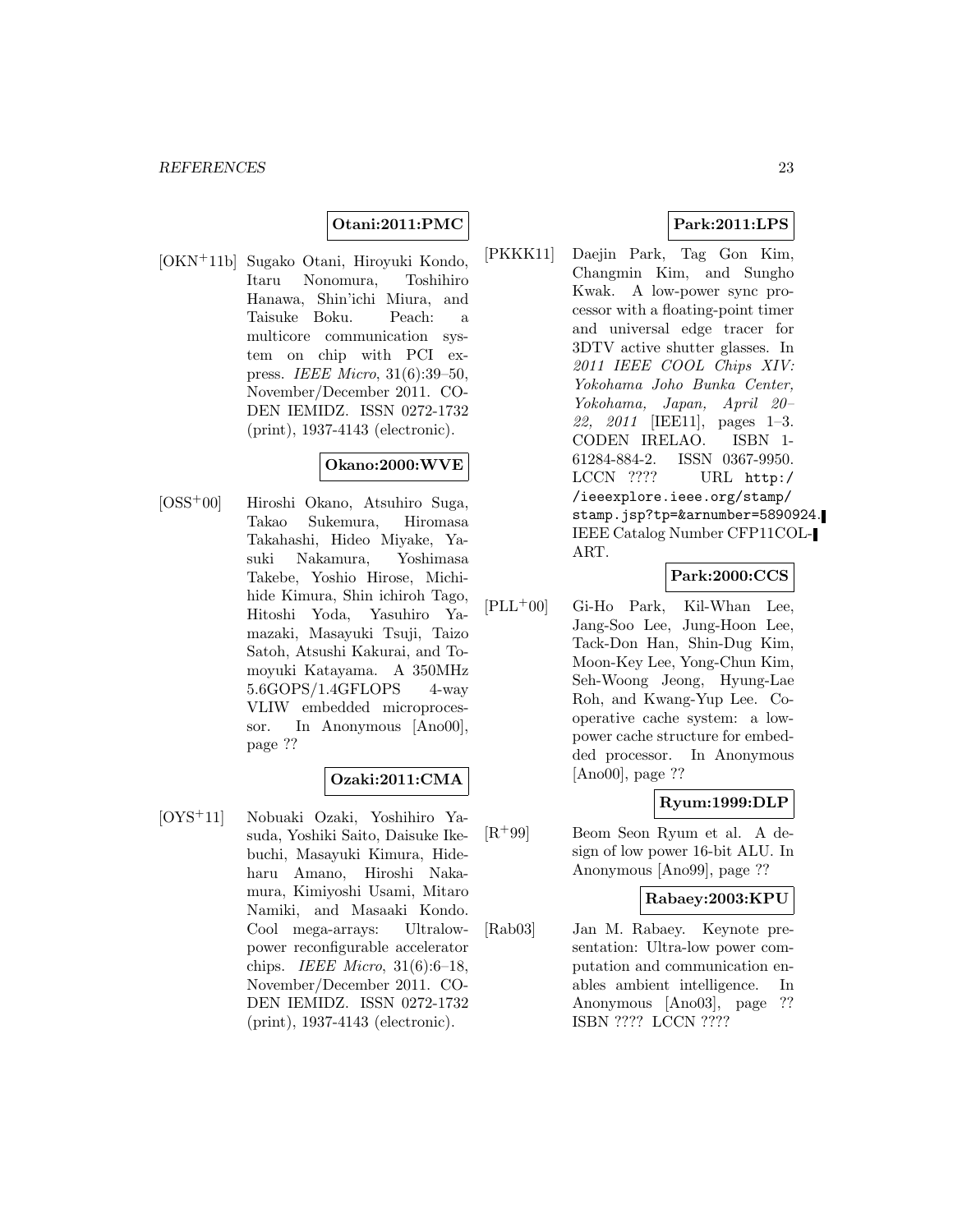**Otani:2011:PMC**

[OKN+11b] Sugako Otani, Hiroyuki Kondo, Itaru Nonomura, Toshihiro Hanawa, Shin'ichi Miura, and Taisuke Boku. Peach: a multicore communication system on chip with PCI express. *IEEE Micro*, 31(6):39–50, November/December 2011. CODEN IEMIDZ. ISSN 0272-1732 (print), 1937-4143 (electronic).

**Okano:2000:WVE**

[OSS+00] Hiroshi Okano, Atsuhiro Suga, Takao Sukemura, Hiromasa Takahashi, Hideo Miyake, Yasuki Nakamura, Yoshimasa Takebe, Yoshio Hirose, Michihide Kimura, Shin ichiroh Tago, Hitoshi Yoda, Yasuhiro Yamazaki, Masayuki Tsuji, Taizo Satoh, Atsushi Kakurai, and Tomoyuki Katayama. A 350MHz 5.6GOPS/1.4GFLOPS 4-way VLIW embedded microprocessor. In Anonymous [Ano00], page ??

**Ozaki:2011:CMA**

[OYS+11] Nobuaki Ozaki, Yoshihiro Yasuda, Yoshiki Saito, Daisuke Ikebuchi, Masayuki Kimura, Hideharu Amano, Hiroshi Nakamura, Kimiyoshi Usami, Mitaro Namiki, and Masaaki Kondo. Cool mega-arrays: Ultralow-power reconfigurable accelerator chips. *IEEE Micro*, 31(6):6–18, November/December 2011. CODEN IEMIDZ. ISSN 0272-1732 (print), 1937-4143 (electronic).

**Park:2011:LPS**

[PKKK11] Daejin Park, Tag Gon Kim, Changmin Kim, and Sungho Kwak. A low-power sync processor with a floating-point timer and universal edge tracer for 3DTV active shutter glasses. In *2011 IEEE COOL Chips XIV: Yokohama Joho Bunka Center, Yokohama, Japan, April 20–22, 2011* [IEE11], pages 1–3. CODEN IRELAO. ISBN 1-61284-884-2. ISSN 0367-9950. LCCN ???? URL `http://ieeexplore.ieee.org/stamp/stamp.jsp?tp=&arnumber=5890924`. IEEE Catalog Number CFP11COL-ART.

**Park:2000:CCS**

[PLL+00] Gi-Ho Park, Kil-Whan Lee, Jang-Soo Lee, Jung-Hoon Lee, Tack-Don Han, Shin-Dug Kim, Moon-Key Lee, Yong-Chun Kim, Seh-Woong Jeong, Hyung-Lae Roh, and Kwang-Yup Lee. Cooperative cache system: a low-power cache structure for embedded processor. In Anonymous [Ano00], page ??

**Ryum:1999:DLP**

[R+99] Beom Seon Ryum et al. A design of low power 16-bit ALU. In Anonymous [Ano99], page ??

**Rabaey:2003:KPU**

[Rab03] Jan M. Rabaey. Keynote presentation: Ultra-low power computation and communication enables ambient intelligence. In Anonymous [Ano03], page ?? ISBN ???? LCCN ????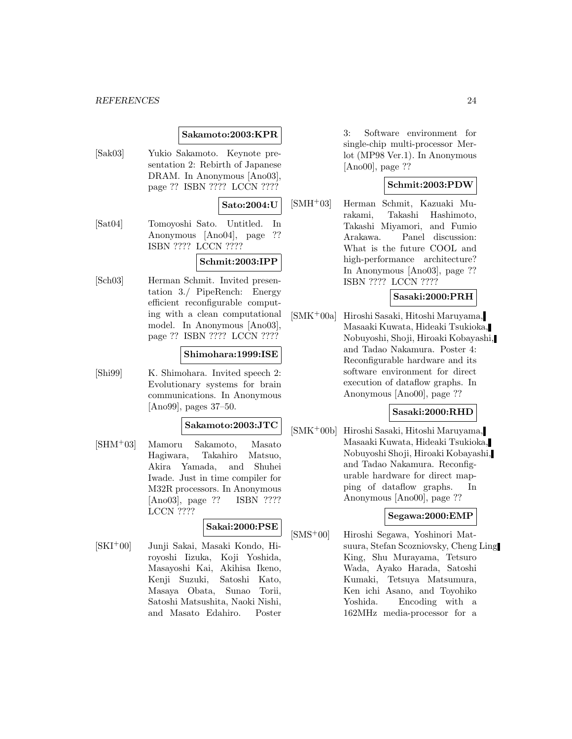**Sakamoto:2003:KPR**

[Sak03] Yukio Sakamoto. Keynote presentation 2: Rebirth of Japanese DRAM. In Anonymous [Ano03], page ?? ISBN ???? LCCN ????

**Sato:2004:U**

[Sat04] Tomoyoshi Sato. Untitled. In Anonymous [Ano04], page ?? ISBN ???? LCCN ????

**Schmit:2003:IPP**

[Sch03] Herman Schmit. Invited presentation 3./ PipeRench: Energy efficient reconfigurable computing with a clean computational model. In Anonymous [Ano03], page ?? ISBN ???? LCCN ????

**Shimohara:1999:ISE**

[Shi99] K. Shimohara. Invited speech 2: Evolutionary systems for brain communications. In Anonymous [Ano99], pages 37–50.

**Sakamoto:2003:JTC**

[SHM+03] Mamoru Sakamoto, Masato Hagiwara, Takahiro Matsuo, Akira Yamada, and Shuhei Iwade. Just in time compiler for M32R processors. In Anonymous [Ano03], page ?? ISBN ???? LCCN ????

**Sakai:2000:PSE**

[SKI+00] Junji Sakai, Masaki Kondo, Hiroyoshi Iizuka, Koji Yoshida, Masayoshi Kai, Akihisa Ikeno, Kenji Suzuki, Satoshi Kato, Masaya Obata, Sunao Torii, Satoshi Matsushita, Naoki Nishi, and Masato Edahiro. Poster 3: Software environment for single-chip multi-processor Merlot (MP98 Ver.1). In Anonymous [Ano00], page ??

**Schmit:2003:PDW**

[SMH+03] Herman Schmit, Kazuaki Murakami, Takashi Hashimoto, Takashi Miyamori, and Fumio Arakawa. Panel discussion: What is the future COOL and high-performance architecture? In Anonymous [Ano03], page ?? ISBN ???? LCCN ????

**Sasaki:2000:PRH**

[SMK+00a] Hiroshi Sasaki, Hitoshi Maruyama, Masaaki Kuwata, Hideaki Tsukioka, Nobuyoshi, Shoji, Hiroaki Kobayashi, and Tadao Nakamura. Poster 4: Reconfigurable hardware and its software environment for direct execution of dataflow graphs. In Anonymous [Ano00], page ??

**Sasaki:2000:RHD**

[SMK+00b] Hiroshi Sasaki, Hitoshi Maruyama, Masaaki Kuwata, Hideaki Tsukioka, Nobuyoshi Shoji, Hiroaki Kobayashi, and Tadao Nakamura. Reconfigurable hardware for direct mapping of dataflow graphs. In Anonymous [Ano00], page ??

**Segawa:2000:EMP**

[SMS+00] Hiroshi Segawa, Yoshinori Matsuura, Stefan Scozniovsky, Cheng Ling King, Shu Murayama, Tetsuro Wada, Ayako Harada, Satoshi Kumaki, Tetsuya Matsumura, Ken ichi Asano, and Toyohiko Yoshida. Encoding with a 162MHz media-processor for a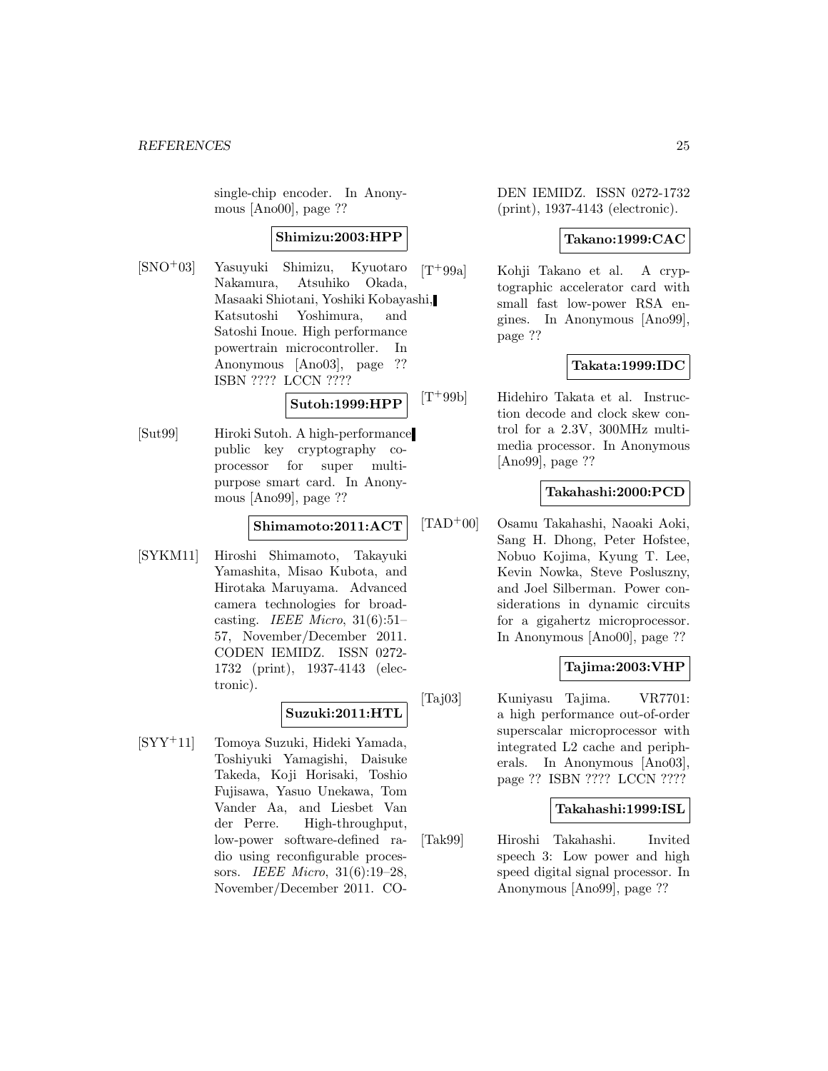single-chip encoder. In Anonymous [Ano00], page ??

**Shimizu:2003:HPP**

[SNO+03] Yasuyuki Shimizu, Kyuotaro Nakamura, Atsuhiko Okada, Masaaki Shiotani, Yoshiki Kobayashi, Katsutoshi Yoshimura, and Satoshi Inoue. High performance powertrain microcontroller. In Anonymous [Ano03], page ?? ISBN ???? LCCN ????

**Sutoh:1999:HPP**

[Sut99] Hiroki Sutoh. A high-performance public key cryptography co-processor for super multi-purpose smart card. In Anonymous [Ano99], page ??

**Shimamoto:2011:ACT**

[SYKM11] Hiroshi Shimamoto, Takayuki Yamashita, Misao Kubota, and Hirotaka Maruyama. Advanced camera technologies for broadcasting. *IEEE Micro*, 31(6):51–57, November/December 2011. CODEN IEMIDZ. ISSN 0272-1732 (print), 1937-4143 (electronic).

**Suzuki:2011:HTL**

[SYY+11] Tomoya Suzuki, Hideki Yamada, Toshiyuki Yamagishi, Daisuke Takeda, Koji Horisaki, Toshio Fujisawa, Yasuo Unekawa, Tom Vander Aa, and Liesbet Van der Perre. High-throughput, low-power software-defined radio using reconfigurable processors. *IEEE Micro*, 31(6):19–28, November/December 2011. CODEN IEMIDZ. ISSN 0272-1732 (print), 1937-4143 (electronic).

**Takano:1999:CAC**

[T+99a] Kohji Takano et al. A cryptographic accelerator card with small fast low-power RSA engines. In Anonymous [Ano99], page ??

**Takata:1999:IDC**

[T+99b] Hidehiro Takata et al. Instruction decode and clock skew control for a 2.3V, 300MHz multimedia processor. In Anonymous [Ano99], page ??

**Takahashi:2000:PCD**

[TAD+00] Osamu Takahashi, Naoaki Aoki, Sang H. Dhong, Peter Hofstee, Nobuo Kojima, Kyung T. Lee, Kevin Nowka, Steve Posluszny, and Joel Silberman. Power considerations in dynamic circuits for a gigahertz microprocessor. In Anonymous [Ano00], page ??

**Tajima:2003:VHP**

[Taj03] Kuniyasu Tajima. VR7701: a high performance out-of-order superscalar microprocessor with integrated L2 cache and peripherals. In Anonymous [Ano03], page ?? ISBN ???? LCCN ????

**Takahashi:1999:ISL**

[Tak99] Hiroshi Takahashi. Invited speech 3: Low power and high speed digital signal processor. In Anonymous [Ano99], page ??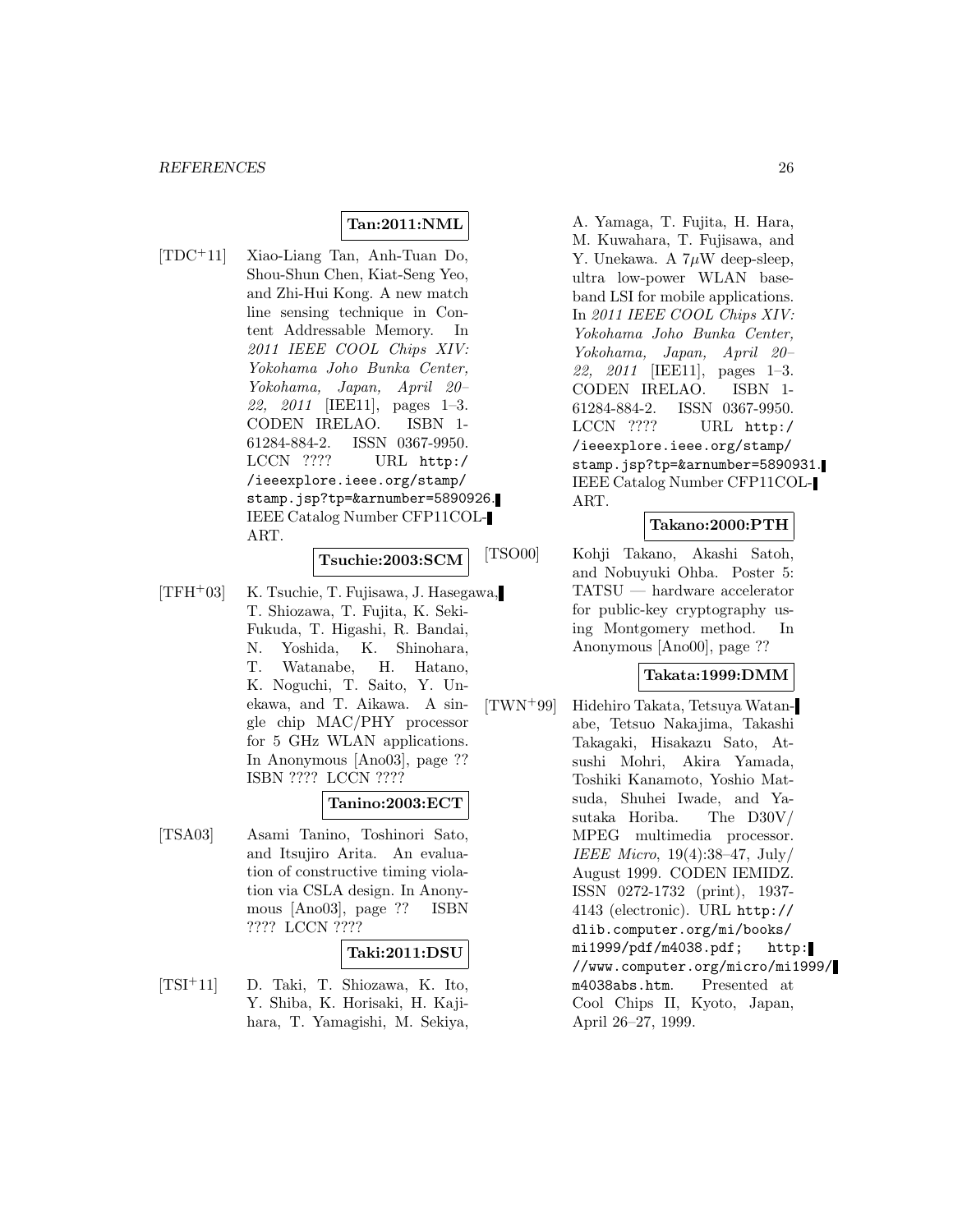**Tan:2011:NML**

[TDC+11] Xiao-Liang Tan, Anh-Tuan Do, Shou-Shun Chen, Kiat-Seng Yeo, and Zhi-Hui Kong. A new match line sensing technique in Content Addressable Memory. In *2011 IEEE COOL Chips XIV: Yokohama Joho Bunka Center, Yokohama, Japan, April 20–22, 2011* [IEE11], pages 1–3. CODEN IRELAO. ISBN 1-61284-884-2. ISSN 0367-9950. LCCN ???? URL http://ieeexplore.ieee.org/stamp/stamp.jsp?tp=&arnumber=5890926. IEEE Catalog Number CFP11COL-ART.

**Tsuchie:2003:SCM**

[TFH+03] K. Tsuchie, T. Fujisawa, J. Hasegawa, T. Shiozawa, T. Fujita, K. Seki-Fukuda, T. Higashi, R. Bandai, N. Yoshida, K. Shinohara, T. Watanabe, H. Hatano, K. Noguchi, T. Saito, Y. Unekawa, and T. Aikawa. A single chip MAC/PHY processor for 5 GHz WLAN applications. In Anonymous [Ano03], page ?? ISBN ???? LCCN ????

**Tanino:2003:ECT**

[TSA03] Asami Tanino, Toshinori Sato, and Itsujiro Arita. An evaluation of constructive timing violation via CSLA design. In Anonymous [Ano03], page ?? ISBN ???? LCCN ????

**Taki:2011:DSU**

[TSI+11] D. Taki, T. Shiozawa, K. Ito, Y. Shiba, K. Horisaki, H. Kajihara, T. Yamagishi, M. Sekiya, A. Yamaga, T. Fujita, H. Hara, M. Kuwahara, T. Fujisawa, and Y. Unekawa. A 7$\mu$W deep-sleep, ultra low-power WLAN baseband LSI for mobile applications. In *2011 IEEE COOL Chips XIV: Yokohama Joho Bunka Center, Yokohama, Japan, April 20–22, 2011* [IEE11], pages 1–3. CODEN IRELAO. ISBN 1-61284-884-2. ISSN 0367-9950. LCCN ???? URL http://ieeexplore.ieee.org/stamp/stamp.jsp?tp=&arnumber=5890931. IEEE Catalog Number CFP11COL-ART.

**Takano:2000:PTH**

[TSO00] Kohji Takano, Akashi Satoh, and Nobuyuki Ohba. Poster 5: TATSU — hardware accelerator for public-key cryptography using Montgomery method. In Anonymous [Ano00], page ??

**Takata:1999:DMM**

[TWN+99] Hidehiro Takata, Tetsuya Watanabe, Tetsuo Nakajima, Takashi Takagaki, Hisakazu Sato, Atsushi Mohri, Akira Yamada, Toshiki Kanamoto, Yoshio Matsuda, Shuhei Iwade, and Yasutaka Horiba. The D30V/MPEG multimedia processor. *IEEE Micro*, 19(4):38–47, July/August 1999. CODEN IEMIDZ. ISSN 0272-1732 (print), 1937-4143 (electronic). URL http://dlib.computer.org/mi/books/mi1999/pdf/m4038.pdf; http://www.computer.org/micro/mi1999/m4038abs.htm. Presented at Cool Chips II, Kyoto, Japan, April 26–27, 1999.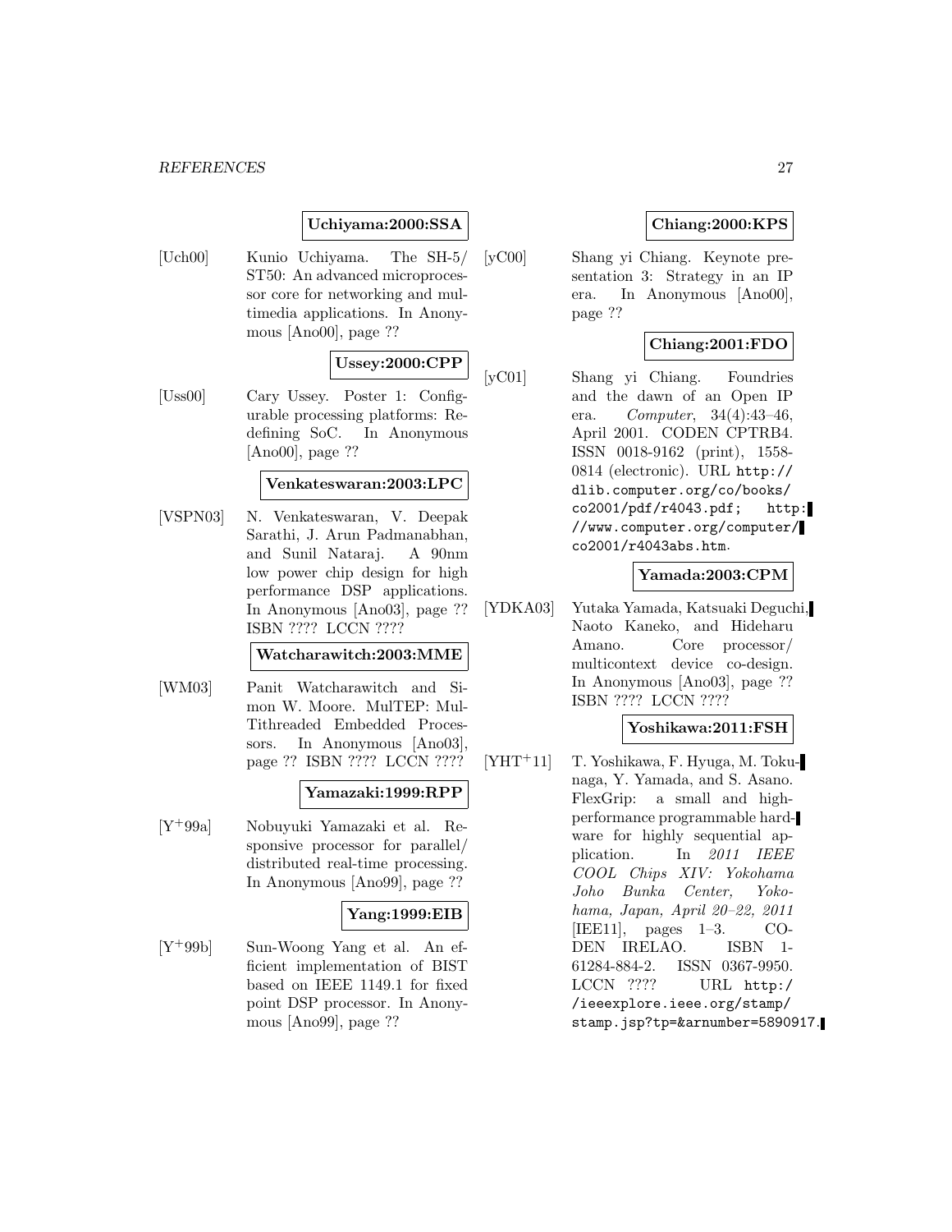**Uchiyama:2000:SSA**

[Uch00] Kunio Uchiyama. The SH-5/ST50: An advanced microprocessor core for networking and multimedia applications. In Anonymous [Ano00], page ??

**Ussey:2000:CPP**

[Uss00] Cary Ussey. Poster 1: Configurable processing platforms: Redefining SoC. In Anonymous [Ano00], page ??

**Venkateswaran:2003:LPC**

[VSPN03] N. Venkateswaran, V. Deepak Sarathi, J. Arun Padmanabhan, and Sunil Nataraj. A 90nm low power chip design for high performance DSP applications. In Anonymous [Ano03], page ?? ISBN ???? LCCN ????

**Watcharawitch:2003:MME**

[WM03] Panit Watcharawitch and Simon W. Moore. MulTEP: MulTithreaded Embedded Processors. In Anonymous [Ano03], page ?? ISBN ???? LCCN ????

**Yamazaki:1999:RPP**

[Y+99a] Nobuyuki Yamazaki et al. Responsive processor for parallel/distributed real-time processing. In Anonymous [Ano99], page ??

**Yang:1999:EIB**

[Y+99b] Sun-Woong Yang et al. An efficient implementation of BIST based on IEEE 1149.1 for fixed point DSP processor. In Anonymous [Ano99], page ??

**Chiang:2000:KPS**

[yC00] Shang yi Chiang. Keynote presentation 3: Strategy in an IP era. In Anonymous [Ano00], page ??

**Chiang:2001:FDO**

[yC01] Shang yi Chiang. Foundries and the dawn of an Open IP era. *Computer*, 34(4):43–46, April 2001. CODEN CPTRB4. ISSN 0018-9162 (print), 1558-0814 (electronic). URL `http://dlib.computer.org/co/books/co2001/pdf/r4043.pdf; http://www.computer.org/computer/co2001/r4043abs.htm`.

**Yamada:2003:CPM**

[YDKA03] Yutaka Yamada, Katsuaki Deguchi, Naoto Kaneko, and Hideharu Amano. Core processor/multicontext device co-design. In Anonymous [Ano03], page ?? ISBN ???? LCCN ????

**Yoshikawa:2011:FSH**

[YHT+11] T. Yoshikawa, F. Hyuga, M. Tokunaga, Y. Yamada, and S. Asano. FlexGrip: a small and high-performance programmable hardware for highly sequential application. In *2011 IEEE COOL Chips XIV: Yokohama Joho Bunka Center, Yokohama, Japan, April 20–22, 2011* [IEE11], pages 1–3. CODEN IRELAO. ISBN 1-61284-884-2. ISSN 0367-9950. LCCN ???? URL `http://ieeexplore.ieee.org/stamp/stamp.jsp?tp=&arnumber=5890917`.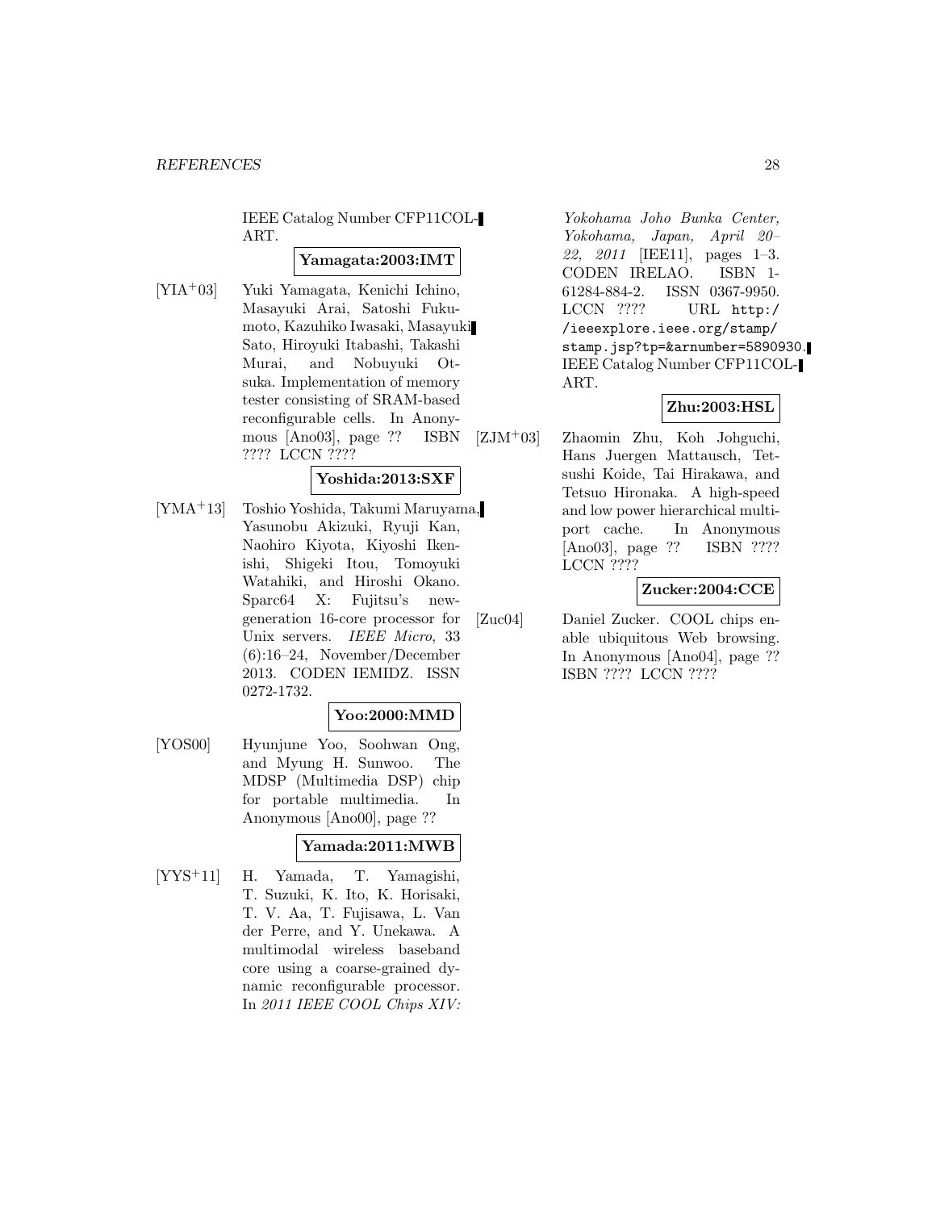IEEE Catalog Number CFP11COL-ART.

**Yamagata:2003:IMT**

[YIA+03] Yuki Yamagata, Kenichi Ichino, Masayuki Arai, Satoshi Fukumoto, Kazuhiko Iwasaki, Masayuki Sato, Hiroyuki Itabashi, Takashi Murai, and Nobuyuki Otsuka. Implementation of memory tester consisting of SRAM-based reconfigurable cells. In Anonymous [Ano03], page ?? ISBN ???? LCCN ????

**Yoshida:2013:SXF**

[YMA+13] Toshio Yoshida, Takumi Maruyama, Yasunobu Akizuki, Ryuji Kan, Naohiro Kiyota, Kiyoshi Ikenishi, Shigeki Itou, Tomoyuki Watahiki, and Hiroshi Okano. Sparc64 X: Fujitsu's new-generation 16-core processor for Unix servers. *IEEE Micro*, 33 (6):16–24, November/December 2013. CODEN IEMIDZ. ISSN 0272-1732.

**Yoo:2000:MMD**

[YOS00] Hyunjune Yoo, Soohwan Ong, and Myung H. Sunwoo. The MDSP (Multimedia DSP) chip for portable multimedia. In Anonymous [Ano00], page ??

**Yamada:2011:MWB**

[YYS+11] H. Yamada, T. Yamagishi, T. Suzuki, K. Ito, K. Horisaki, T. V. Aa, T. Fujisawa, L. Van der Perre, and Y. Unekawa. A multimodal wireless baseband core using a coarse-grained dynamic reconfigurable processor. In *2011 IEEE COOL Chips XIV: Yokohama Joho Bunka Center, Yokohama, Japan, April 20–22, 2011* [IEE11], pages 1–3. CODEN IRELAO. ISBN 1-61284-884-2. ISSN 0367-9950. LCCN ???? URL http://ieeexplore.ieee.org/stamp/stamp.jsp?tp=&arnumber=5890930. IEEE Catalog Number CFP11COL-ART.

**Zhu:2003:HSL**

[ZJM+03] Zhaomin Zhu, Koh Johguchi, Hans Juergen Mattausch, Tetsushi Koide, Tai Hirakawa, and Tetsuo Hironaka. A high-speed and low power hierarchical multiport cache. In Anonymous [Ano03], page ?? ISBN ???? LCCN ????

**Zucker:2004:CCE**

[Zuc04] Daniel Zucker. COOL chips enable ubiquitous Web browsing. In Anonymous [Ano04], page ?? ISBN ???? LCCN ????